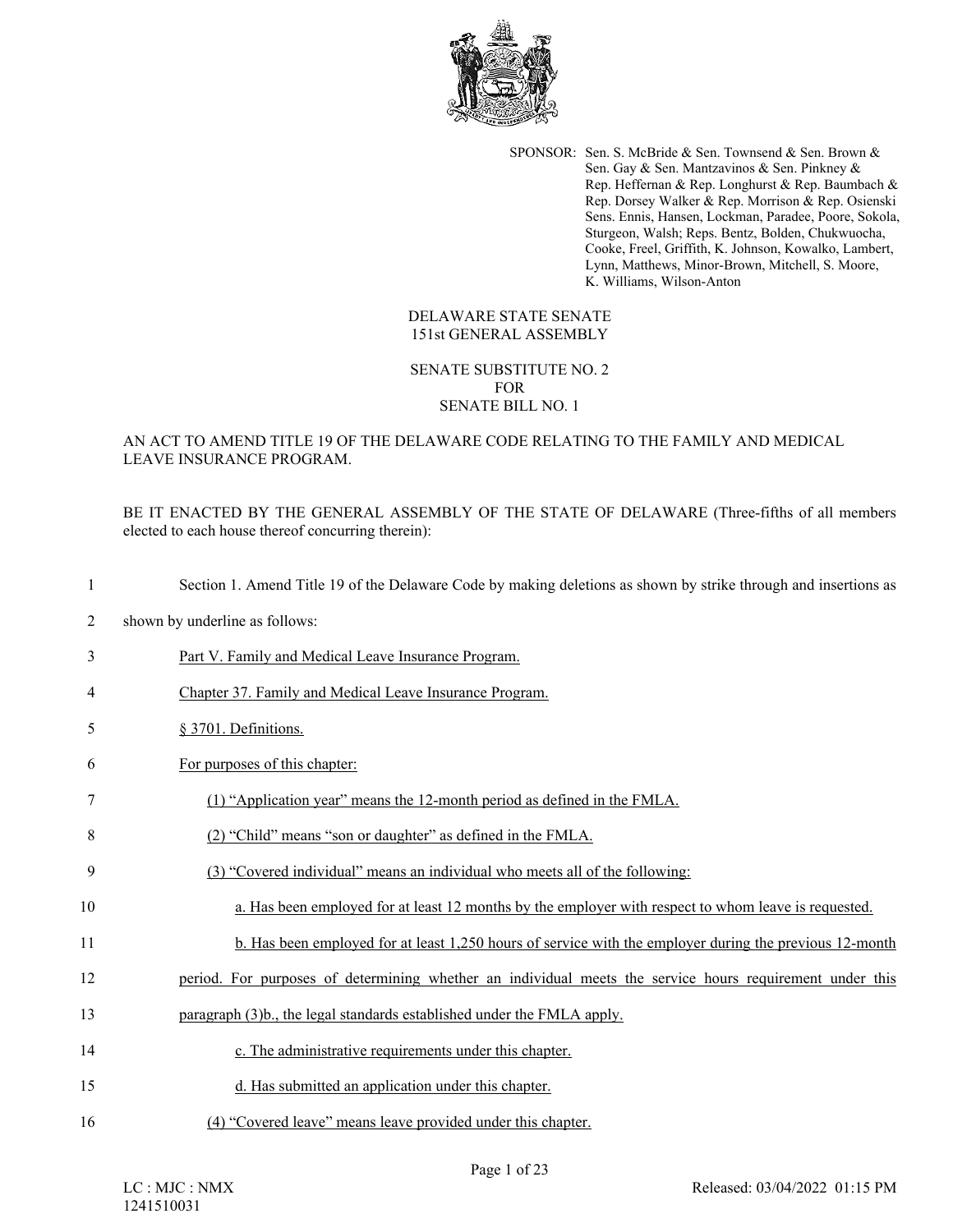SPONSOR: Sen. S. McBride & Sen. Townsend & Sen. Brown & Sen. Gay & Sen. Mantzavinos & Sen. Pinkney & Rep. Heffernan & Rep. Longhurst & Rep. Baumbach & Rep. Dorsey Walker & Rep. Morrison & Rep. Osienski Sens. Ennis, Hansen, Lockman, Paradee, Poore, Sokola, Sturgeon, Walsh; Reps. Bentz, Bolden, Chukwuocha, Cooke, Freel, Griffith, K. Johnson, Kowalko, Lambert, Lynn, Matthews, Minor-Brown, Mitchell, S. Moore, K. Williams, Wilson-Anton

DELAWARE STATE SENATE
151st GENERAL ASSEMBLY

SENATE SUBSTITUTE NO. 2
FOR
SENATE BILL NO. 1

AN ACT TO AMEND TITLE 19 OF THE DELAWARE CODE RELATING TO THE FAMILY AND MEDICAL LEAVE INSURANCE PROGRAM.

BE IT ENACTED BY THE GENERAL ASSEMBLY OF THE STATE OF DELAWARE (Three-fifths of all members elected to each house thereof concurring therein):

1 Section 1. Amend Title 19 of the Delaware Code by making deletions as shown by strike through and insertions as

2 shown by underline as follows:

3 Part V. Family and Medical Leave Insurance Program.

4 Chapter 37. Family and Medical Leave Insurance Program.

5 § 3701. Definitions.

6 For purposes of this chapter:

7 (1) "Application year" means the 12-month period as defined in the FMLA.

8 (2) "Child" means "son or daughter" as defined in the FMLA.

9 (3) "Covered individual" means an individual who meets all of the following:

10 a. Has been employed for at least 12 months by the employer with respect to whom leave is requested.

11 b. Has been employed for at least 1,250 hours of service with the employer during the previous 12-month

12 period. For purposes of determining whether an individual meets the service hours requirement under this

13 paragraph (3)b., the legal standards established under the FMLA apply.

14 c. The administrative requirements under this chapter.

15 d. Has submitted an application under this chapter.

16 (4) "Covered leave" means leave provided under this chapter.

LC : MJC : NMX
1241510031

Released: 03/04/2022 01:15 PM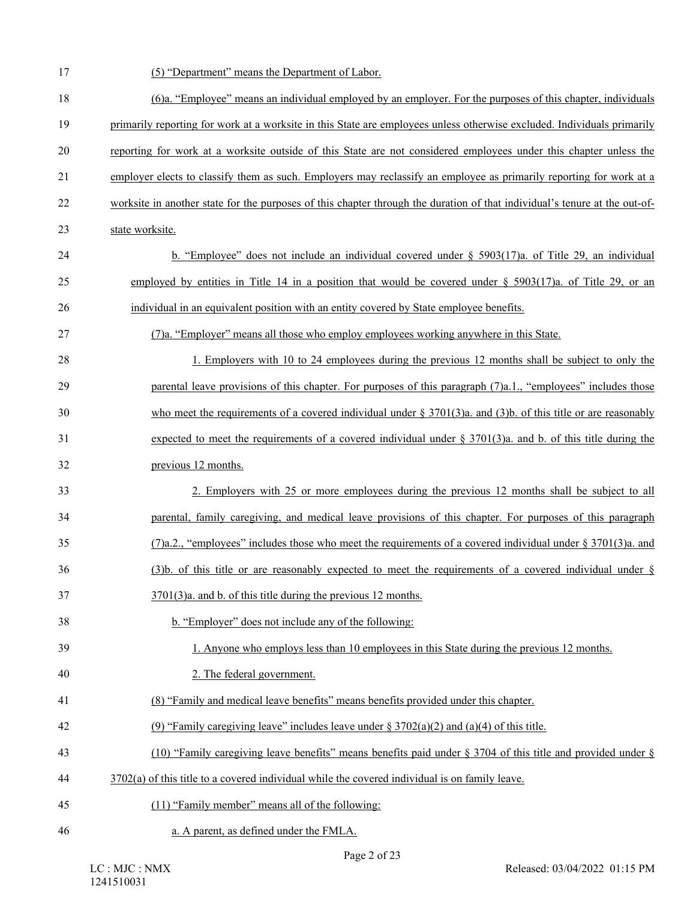(5) "Department" means the Department of Labor.

(6)a. "Employee" means an individual employed by an employer. For the purposes of this chapter, individuals primarily reporting for work at a worksite in this State are employees unless otherwise excluded. Individuals primarily reporting for work at a worksite outside of this State are not considered employees under this chapter unless the employer elects to classify them as such. Employers may reclassify an employee as primarily reporting for work at a worksite in another state for the purposes of this chapter through the duration of that individual's tenure at the out-of-state worksite.

b. "Employee" does not include an individual covered under § 5903(17)a. of Title 29, an individual employed by entities in Title 14 in a position that would be covered under § 5903(17)a. of Title 29, or an individual in an equivalent position with an entity covered by State employee benefits.

(7)a. "Employer" means all those who employ employees working anywhere in this State.

1. Employers with 10 to 24 employees during the previous 12 months shall be subject to only the parental leave provisions of this chapter. For purposes of this paragraph (7)a.1., "employees" includes those who meet the requirements of a covered individual under § 3701(3)a. and (3)b. of this title or are reasonably expected to meet the requirements of a covered individual under § 3701(3)a. and b. of this title during the previous 12 months.

2. Employers with 25 or more employees during the previous 12 months shall be subject to all parental, family caregiving, and medical leave provisions of this chapter. For purposes of this paragraph (7)a.2., "employees" includes those who meet the requirements of a covered individual under § 3701(3)a. and (3)b. of this title or are reasonably expected to meet the requirements of a covered individual under § 3701(3)a. and b. of this title during the previous 12 months.

b. "Employer" does not include any of the following:

1. Anyone who employs less than 10 employees in this State during the previous 12 months.

2. The federal government.

(8) "Family and medical leave benefits" means benefits provided under this chapter.

(9) "Family caregiving leave" includes leave under § 3702(a)(2) and (a)(4) of this title.

(10) "Family caregiving leave benefits" means benefits paid under § 3704 of this title and provided under § 3702(a) of this title to a covered individual while the covered individual is on family leave.

(11) "Family member" means all of the following:

a. A parent, as defined under the FMLA.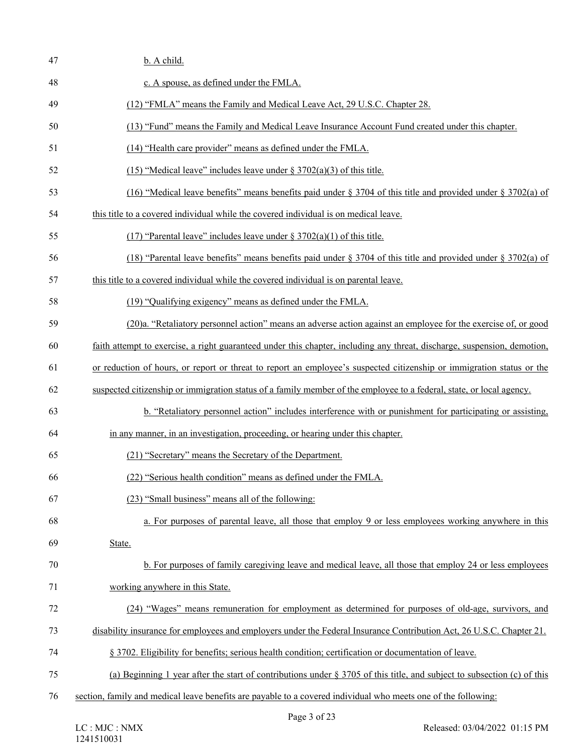b. A child.

c. A spouse, as defined under the FMLA.

(12) "FMLA" means the Family and Medical Leave Act, 29 U.S.C. Chapter 28.

(13) "Fund" means the Family and Medical Leave Insurance Account Fund created under this chapter.

(14) "Health care provider" means as defined under the FMLA.

(15) "Medical leave" includes leave under § 3702(a)(3) of this title.

(16) "Medical leave benefits" means benefits paid under § 3704 of this title and provided under § 3702(a) of this title to a covered individual while the covered individual is on medical leave.

(17) "Parental leave" includes leave under § 3702(a)(1) of this title.

(18) "Parental leave benefits" means benefits paid under § 3704 of this title and provided under § 3702(a) of this title to a covered individual while the covered individual is on parental leave.

(19) "Qualifying exigency" means as defined under the FMLA.

(20)a. "Retaliatory personnel action" means an adverse action against an employee for the exercise of, or good faith attempt to exercise, a right guaranteed under this chapter, including any threat, discharge, suspension, demotion, or reduction of hours, or report or threat to report an employee's suspected citizenship or immigration status or the suspected citizenship or immigration status of a family member of the employee to a federal, state, or local agency.

b. "Retaliatory personnel action" includes interference with or punishment for participating or assisting, in any manner, in an investigation, proceeding, or hearing under this chapter.

(21) "Secretary" means the Secretary of the Department.

(22) "Serious health condition" means as defined under the FMLA.

(23) "Small business" means all of the following:

a. For purposes of parental leave, all those that employ 9 or less employees working anywhere in this State.

b. For purposes of family caregiving leave and medical leave, all those that employ 24 or less employees working anywhere in this State.

(24) "Wages" means remuneration for employment as determined for purposes of old-age, survivors, and disability insurance for employees and employers under the Federal Insurance Contribution Act, 26 U.S.C. Chapter 21.

§ 3702. Eligibility for benefits; serious health condition; certification or documentation of leave.

(a) Beginning 1 year after the start of contributions under § 3705 of this title, and subject to subsection (c) of this section, family and medical leave benefits are payable to a covered individual who meets one of the following: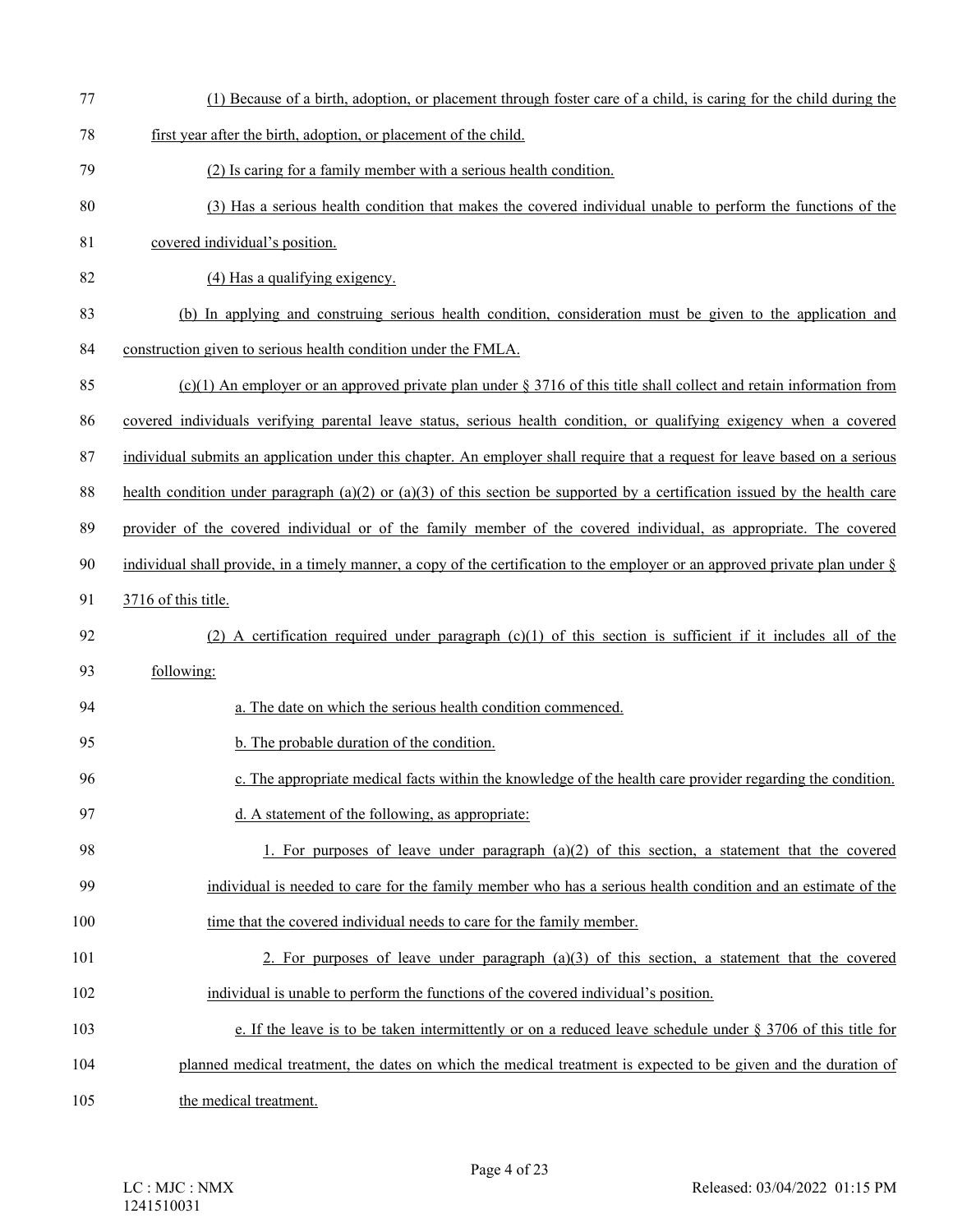(1) Because of a birth, adoption, or placement through foster care of a child, is caring for the child during the first year after the birth, adoption, or placement of the child.

(2) Is caring for a family member with a serious health condition.

(3) Has a serious health condition that makes the covered individual unable to perform the functions of the covered individual's position.

(4) Has a qualifying exigency.

(b) In applying and construing serious health condition, consideration must be given to the application and construction given to serious health condition under the FMLA.

(c)(1) An employer or an approved private plan under § 3716 of this title shall collect and retain information from covered individuals verifying parental leave status, serious health condition, or qualifying exigency when a covered individual submits an application under this chapter. An employer shall require that a request for leave based on a serious health condition under paragraph (a)(2) or (a)(3) of this section be supported by a certification issued by the health care provider of the covered individual or of the family member of the covered individual, as appropriate. The covered individual shall provide, in a timely manner, a copy of the certification to the employer or an approved private plan under § 3716 of this title.

(2) A certification required under paragraph (c)(1) of this section is sufficient if it includes all of the following:

a. The date on which the serious health condition commenced.

b. The probable duration of the condition.

c. The appropriate medical facts within the knowledge of the health care provider regarding the condition.

d. A statement of the following, as appropriate:

1. For purposes of leave under paragraph (a)(2) of this section, a statement that the covered individual is needed to care for the family member who has a serious health condition and an estimate of the time that the covered individual needs to care for the family member.

2. For purposes of leave under paragraph (a)(3) of this section, a statement that the covered individual is unable to perform the functions of the covered individual's position.

e. If the leave is to be taken intermittently or on a reduced leave schedule under § 3706 of this title for planned medical treatment, the dates on which the medical treatment is expected to be given and the duration of the medical treatment.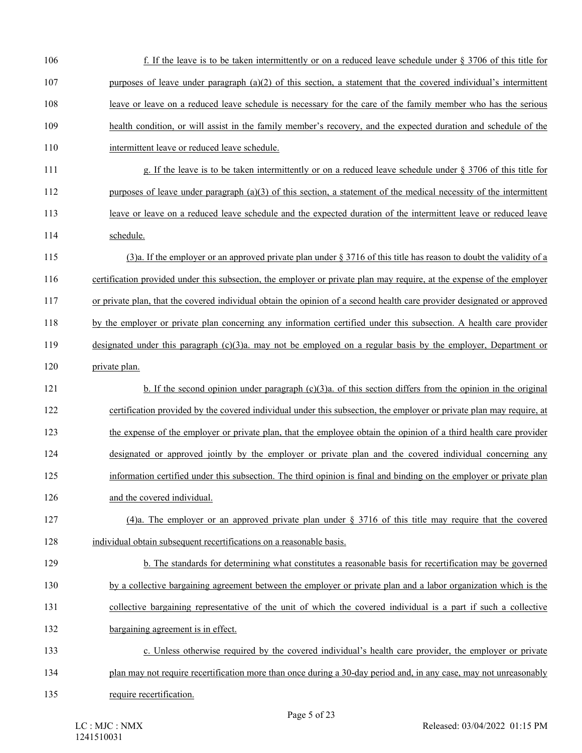f. If the leave is to be taken intermittently or on a reduced leave schedule under § 3706 of this title for purposes of leave under paragraph (a)(2) of this section, a statement that the covered individual's intermittent leave or leave on a reduced leave schedule is necessary for the care of the family member who has the serious health condition, or will assist in the family member's recovery, and the expected duration and schedule of the intermittent leave or reduced leave schedule.

g. If the leave is to be taken intermittently or on a reduced leave schedule under § 3706 of this title for purposes of leave under paragraph (a)(3) of this section, a statement of the medical necessity of the intermittent leave or leave on a reduced leave schedule and the expected duration of the intermittent leave or reduced leave schedule.

(3)a. If the employer or an approved private plan under § 3716 of this title has reason to doubt the validity of a certification provided under this subsection, the employer or private plan may require, at the expense of the employer or private plan, that the covered individual obtain the opinion of a second health care provider designated or approved by the employer or private plan concerning any information certified under this subsection. A health care provider designated under this paragraph (c)(3)a. may not be employed on a regular basis by the employer, Department or private plan.

b. If the second opinion under paragraph (c)(3)a. of this section differs from the opinion in the original certification provided by the covered individual under this subsection, the employer or private plan may require, at the expense of the employer or private plan, that the employee obtain the opinion of a third health care provider designated or approved jointly by the employer or private plan and the covered individual concerning any information certified under this subsection. The third opinion is final and binding on the employer or private plan and the covered individual.

(4)a. The employer or an approved private plan under § 3716 of this title may require that the covered individual obtain subsequent recertifications on a reasonable basis.

b. The standards for determining what constitutes a reasonable basis for recertification may be governed by a collective bargaining agreement between the employer or private plan and a labor organization which is the collective bargaining representative of the unit of which the covered individual is a part if such a collective bargaining agreement is in effect.

c. Unless otherwise required by the covered individual's health care provider, the employer or private plan may not require recertification more than once during a 30-day period and, in any case, may not unreasonably require recertification.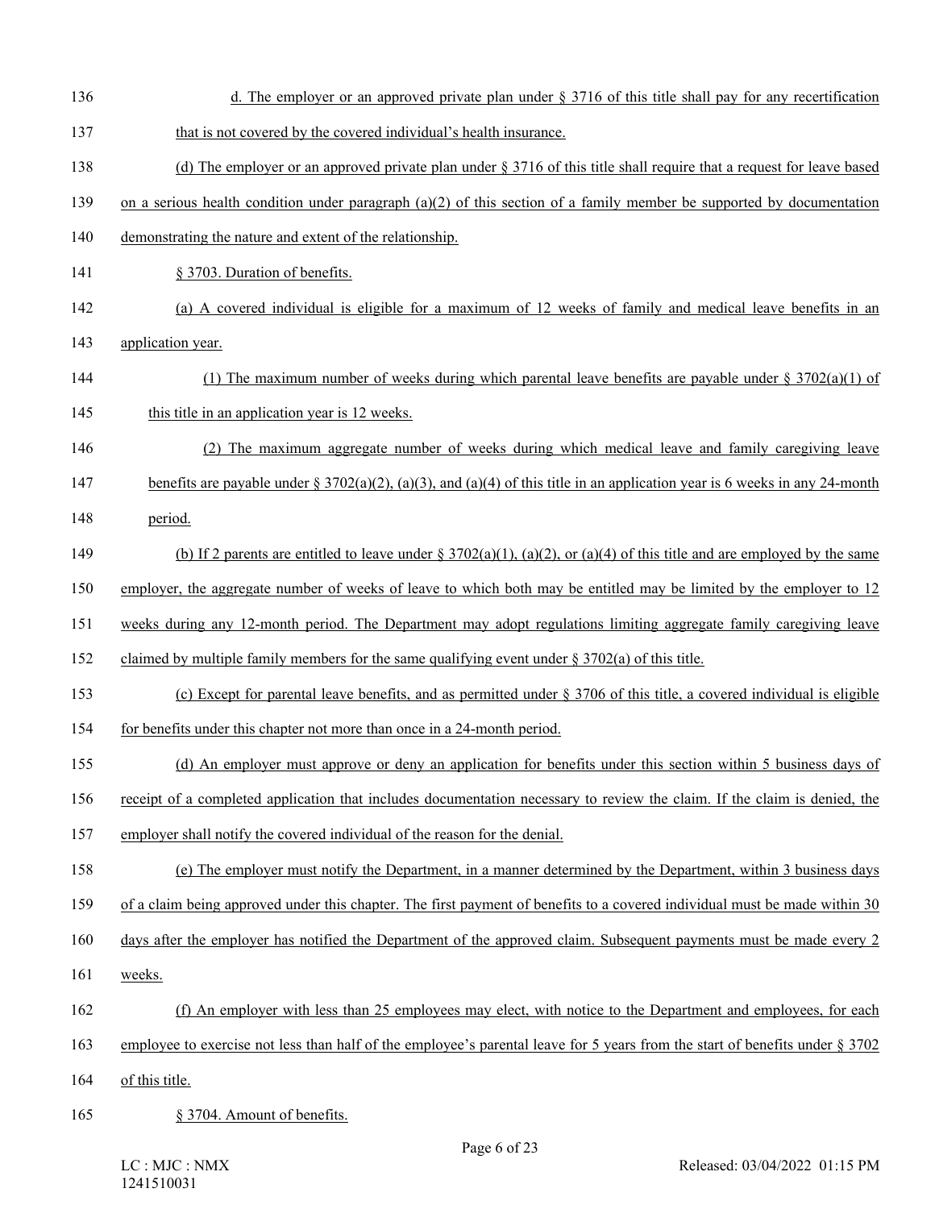d. The employer or an approved private plan under § 3716 of this title shall pay for any recertification that is not covered by the covered individual's health insurance.

(d) The employer or an approved private plan under § 3716 of this title shall require that a request for leave based on a serious health condition under paragraph (a)(2) of this section of a family member be supported by documentation demonstrating the nature and extent of the relationship.

§ 3703. Duration of benefits.

(a) A covered individual is eligible for a maximum of 12 weeks of family and medical leave benefits in an application year.

(1) The maximum number of weeks during which parental leave benefits are payable under § 3702(a)(1) of this title in an application year is 12 weeks.

(2) The maximum aggregate number of weeks during which medical leave and family caregiving leave benefits are payable under § 3702(a)(2), (a)(3), and (a)(4) of this title in an application year is 6 weeks in any 24-month period.

(b) If 2 parents are entitled to leave under § 3702(a)(1), (a)(2), or (a)(4) of this title and are employed by the same employer, the aggregate number of weeks of leave to which both may be entitled may be limited by the employer to 12 weeks during any 12-month period. The Department may adopt regulations limiting aggregate family caregiving leave claimed by multiple family members for the same qualifying event under § 3702(a) of this title.

(c) Except for parental leave benefits, and as permitted under § 3706 of this title, a covered individual is eligible for benefits under this chapter not more than once in a 24-month period.

(d) An employer must approve or deny an application for benefits under this section within 5 business days of receipt of a completed application that includes documentation necessary to review the claim. If the claim is denied, the employer shall notify the covered individual of the reason for the denial.

(e) The employer must notify the Department, in a manner determined by the Department, within 3 business days of a claim being approved under this chapter. The first payment of benefits to a covered individual must be made within 30 days after the employer has notified the Department of the approved claim. Subsequent payments must be made every 2 weeks.

(f) An employer with less than 25 employees may elect, with notice to the Department and employees, for each employee to exercise not less than half of the employee's parental leave for 5 years from the start of benefits under § 3702 of this title.

§ 3704. Amount of benefits.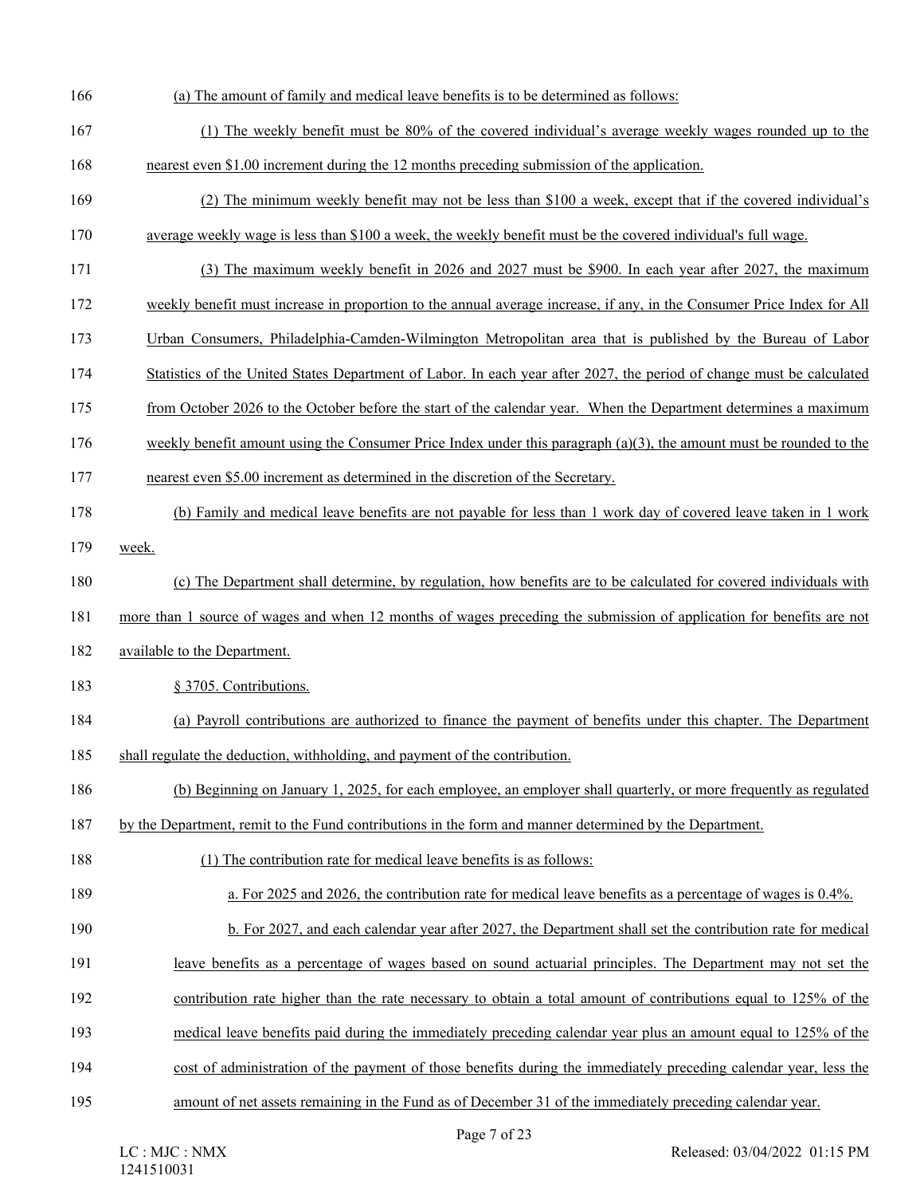(a) The amount of family and medical leave benefits is to be determined as follows:

(1) The weekly benefit must be 80% of the covered individual's average weekly wages rounded up to the nearest even $1.00 increment during the 12 months preceding submission of the application.

(2) The minimum weekly benefit may not be less than $100 a week, except that if the covered individual's average weekly wage is less than $100 a week, the weekly benefit must be the covered individual's full wage.

(3) The maximum weekly benefit in 2026 and 2027 must be $900. In each year after 2027, the maximum weekly benefit must increase in proportion to the annual average increase, if any, in the Consumer Price Index for All Urban Consumers, Philadelphia-Camden-Wilmington Metropolitan area that is published by the Bureau of Labor Statistics of the United States Department of Labor. In each year after 2027, the period of change must be calculated from October 2026 to the October before the start of the calendar year. When the Department determines a maximum weekly benefit amount using the Consumer Price Index under this paragraph (a)(3), the amount must be rounded to the nearest even $5.00 increment as determined in the discretion of the Secretary.

(b) Family and medical leave benefits are not payable for less than 1 work day of covered leave taken in 1 work week.

(c) The Department shall determine, by regulation, how benefits are to be calculated for covered individuals with more than 1 source of wages and when 12 months of wages preceding the submission of application for benefits are not available to the Department.

§ 3705. Contributions.

(a) Payroll contributions are authorized to finance the payment of benefits under this chapter. The Department shall regulate the deduction, withholding, and payment of the contribution.

(b) Beginning on January 1, 2025, for each employee, an employer shall quarterly, or more frequently as regulated by the Department, remit to the Fund contributions in the form and manner determined by the Department.

(1) The contribution rate for medical leave benefits is as follows:

a. For 2025 and 2026, the contribution rate for medical leave benefits as a percentage of wages is 0.4%.

b. For 2027, and each calendar year after 2027, the Department shall set the contribution rate for medical leave benefits as a percentage of wages based on sound actuarial principles. The Department may not set the contribution rate higher than the rate necessary to obtain a total amount of contributions equal to 125% of the medical leave benefits paid during the immediately preceding calendar year plus an amount equal to 125% of the cost of administration of the payment of those benefits during the immediately preceding calendar year, less the amount of net assets remaining in the Fund as of December 31 of the immediately preceding calendar year.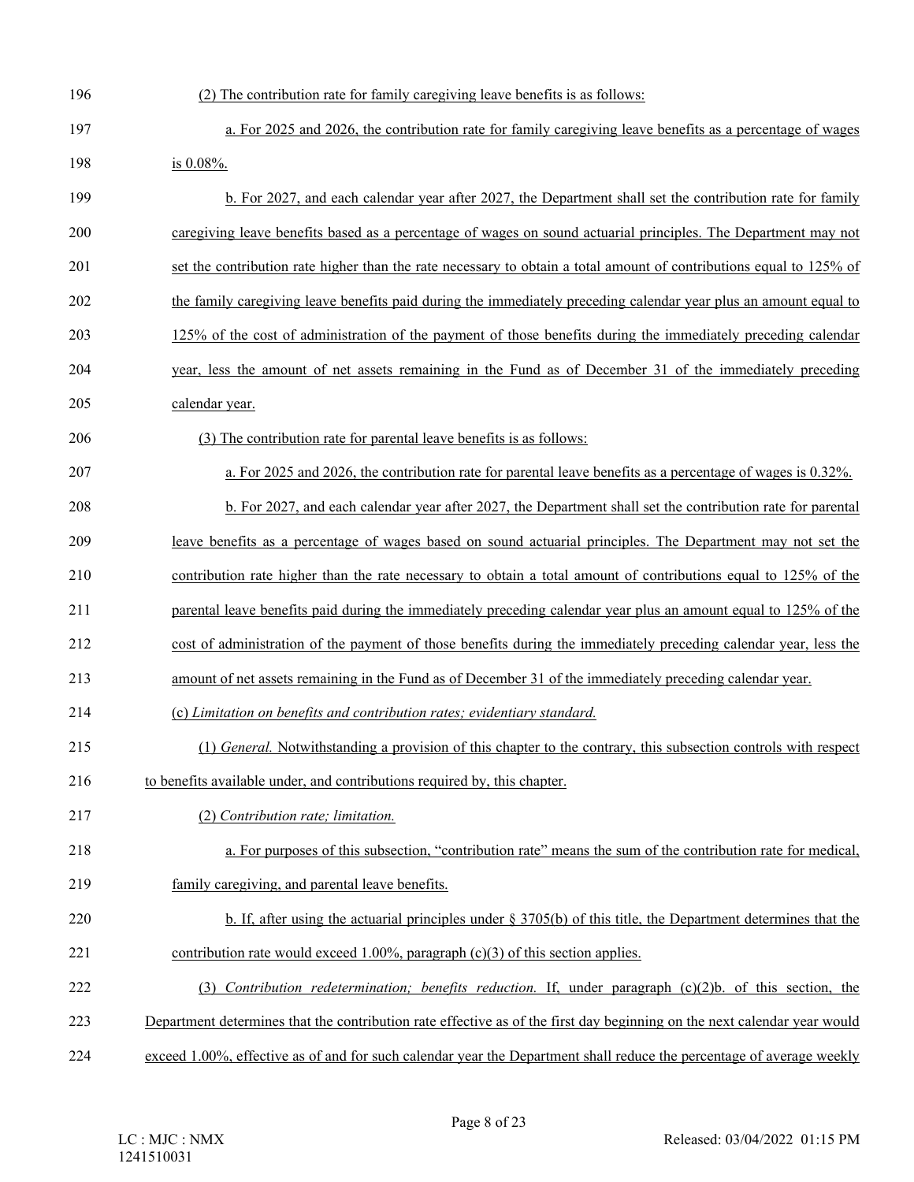(2) The contribution rate for family caregiving leave benefits is as follows:

a. For 2025 and 2026, the contribution rate for family caregiving leave benefits as a percentage of wages is 0.08%.

b. For 2027, and each calendar year after 2027, the Department shall set the contribution rate for family caregiving leave benefits based as a percentage of wages on sound actuarial principles. The Department may not set the contribution rate higher than the rate necessary to obtain a total amount of contributions equal to 125% of the family caregiving leave benefits paid during the immediately preceding calendar year plus an amount equal to 125% of the cost of administration of the payment of those benefits during the immediately preceding calendar year, less the amount of net assets remaining in the Fund as of December 31 of the immediately preceding calendar year.

(3) The contribution rate for parental leave benefits is as follows:

a. For 2025 and 2026, the contribution rate for parental leave benefits as a percentage of wages is 0.32%.

b. For 2027, and each calendar year after 2027, the Department shall set the contribution rate for parental leave benefits as a percentage of wages based on sound actuarial principles. The Department may not set the contribution rate higher than the rate necessary to obtain a total amount of contributions equal to 125% of the parental leave benefits paid during the immediately preceding calendar year plus an amount equal to 125% of the cost of administration of the payment of those benefits during the immediately preceding calendar year, less the amount of net assets remaining in the Fund as of December 31 of the immediately preceding calendar year.

(c) *Limitation on benefits and contribution rates; evidentiary standard.*

(1) *General.* Notwithstanding a provision of this chapter to the contrary, this subsection controls with respect to benefits available under, and contributions required by, this chapter.

(2) *Contribution rate; limitation.*

a. For purposes of this subsection, "contribution rate" means the sum of the contribution rate for medical, family caregiving, and parental leave benefits.

b. If, after using the actuarial principles under § 3705(b) of this title, the Department determines that the contribution rate would exceed 1.00%, paragraph (c)(3) of this section applies.

(3) *Contribution redetermination; benefits reduction.* If, under paragraph (c)(2)b. of this section, the Department determines that the contribution rate effective as of the first day beginning on the next calendar year would exceed 1.00%, effective as of and for such calendar year the Department shall reduce the percentage of average weekly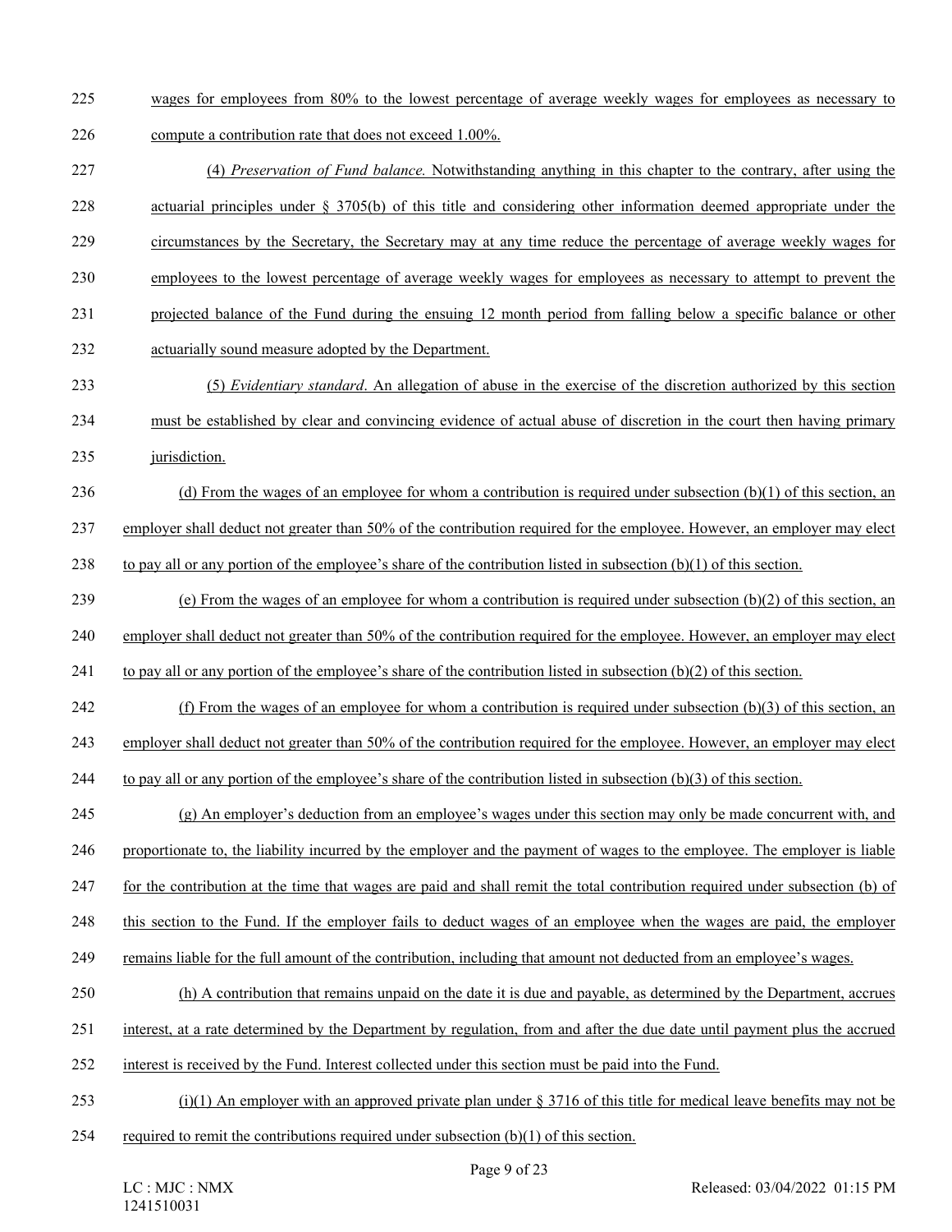wages for employees from 80% to the lowest percentage of average weekly wages for employees as necessary to compute a contribution rate that does not exceed 1.00%.

(4) *Preservation of Fund balance.* Notwithstanding anything in this chapter to the contrary, after using the actuarial principles under § 3705(b) of this title and considering other information deemed appropriate under the circumstances by the Secretary, the Secretary may at any time reduce the percentage of average weekly wages for employees to the lowest percentage of average weekly wages for employees as necessary to attempt to prevent the projected balance of the Fund during the ensuing 12 month period from falling below a specific balance or other actuarially sound measure adopted by the Department.

(5) *Evidentiary standard*. An allegation of abuse in the exercise of the discretion authorized by this section must be established by clear and convincing evidence of actual abuse of discretion in the court then having primary jurisdiction.

(d) From the wages of an employee for whom a contribution is required under subsection (b)(1) of this section, an employer shall deduct not greater than 50% of the contribution required for the employee. However, an employer may elect to pay all or any portion of the employee's share of the contribution listed in subsection (b)(1) of this section.

(e) From the wages of an employee for whom a contribution is required under subsection (b)(2) of this section, an employer shall deduct not greater than 50% of the contribution required for the employee. However, an employer may elect to pay all or any portion of the employee's share of the contribution listed in subsection (b)(2) of this section.

(f) From the wages of an employee for whom a contribution is required under subsection (b)(3) of this section, an employer shall deduct not greater than 50% of the contribution required for the employee. However, an employer may elect to pay all or any portion of the employee's share of the contribution listed in subsection (b)(3) of this section.

(g) An employer's deduction from an employee's wages under this section may only be made concurrent with, and proportionate to, the liability incurred by the employer and the payment of wages to the employee. The employer is liable for the contribution at the time that wages are paid and shall remit the total contribution required under subsection (b) of this section to the Fund. If the employer fails to deduct wages of an employee when the wages are paid, the employer remains liable for the full amount of the contribution, including that amount not deducted from an employee's wages.

(h) A contribution that remains unpaid on the date it is due and payable, as determined by the Department, accrues interest, at a rate determined by the Department by regulation, from and after the due date until payment plus the accrued interest is received by the Fund. Interest collected under this section must be paid into the Fund.

(i)(1) An employer with an approved private plan under § 3716 of this title for medical leave benefits may not be required to remit the contributions required under subsection (b)(1) of this section.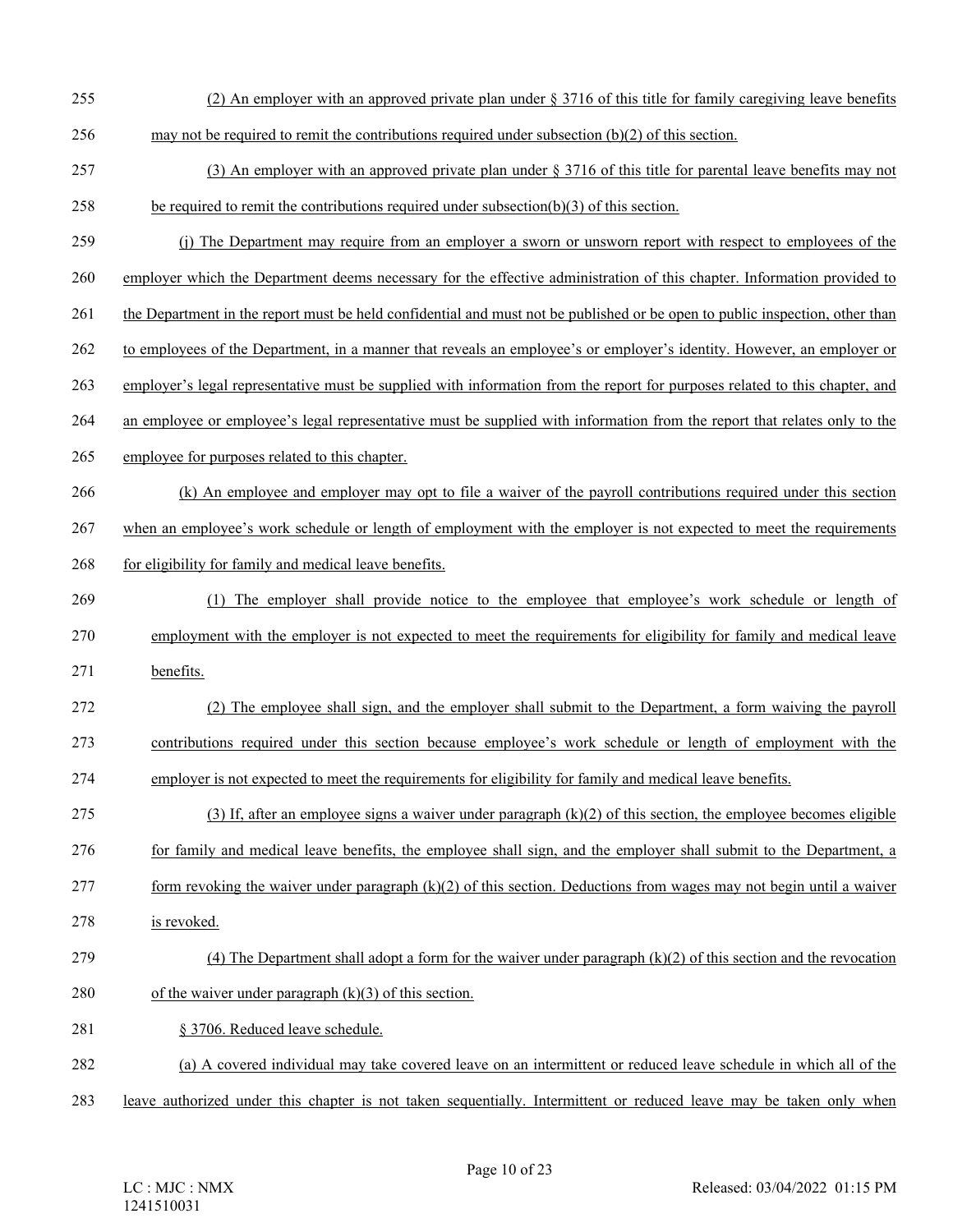(2) An employer with an approved private plan under § 3716 of this title for family caregiving leave benefits may not be required to remit the contributions required under subsection (b)(2) of this section.

(3) An employer with an approved private plan under § 3716 of this title for parental leave benefits may not be required to remit the contributions required under subsection(b)(3) of this section.

(j) The Department may require from an employer a sworn or unsworn report with respect to employees of the employer which the Department deems necessary for the effective administration of this chapter. Information provided to the Department in the report must be held confidential and must not be published or be open to public inspection, other than to employees of the Department, in a manner that reveals an employee's or employer's identity. However, an employer or employer's legal representative must be supplied with information from the report for purposes related to this chapter, and an employee or employee's legal representative must be supplied with information from the report that relates only to the employee for purposes related to this chapter.

(k) An employee and employer may opt to file a waiver of the payroll contributions required under this section when an employee's work schedule or length of employment with the employer is not expected to meet the requirements for eligibility for family and medical leave benefits.

(1) The employer shall provide notice to the employee that employee's work schedule or length of employment with the employer is not expected to meet the requirements for eligibility for family and medical leave benefits.

(2) The employee shall sign, and the employer shall submit to the Department, a form waiving the payroll contributions required under this section because employee's work schedule or length of employment with the employer is not expected to meet the requirements for eligibility for family and medical leave benefits.

(3) If, after an employee signs a waiver under paragraph (k)(2) of this section, the employee becomes eligible for family and medical leave benefits, the employee shall sign, and the employer shall submit to the Department, a form revoking the waiver under paragraph (k)(2) of this section. Deductions from wages may not begin until a waiver is revoked.

(4) The Department shall adopt a form for the waiver under paragraph (k)(2) of this section and the revocation of the waiver under paragraph (k)(3) of this section.

§ 3706. Reduced leave schedule.

(a) A covered individual may take covered leave on an intermittent or reduced leave schedule in which all of the leave authorized under this chapter is not taken sequentially. Intermittent or reduced leave may be taken only when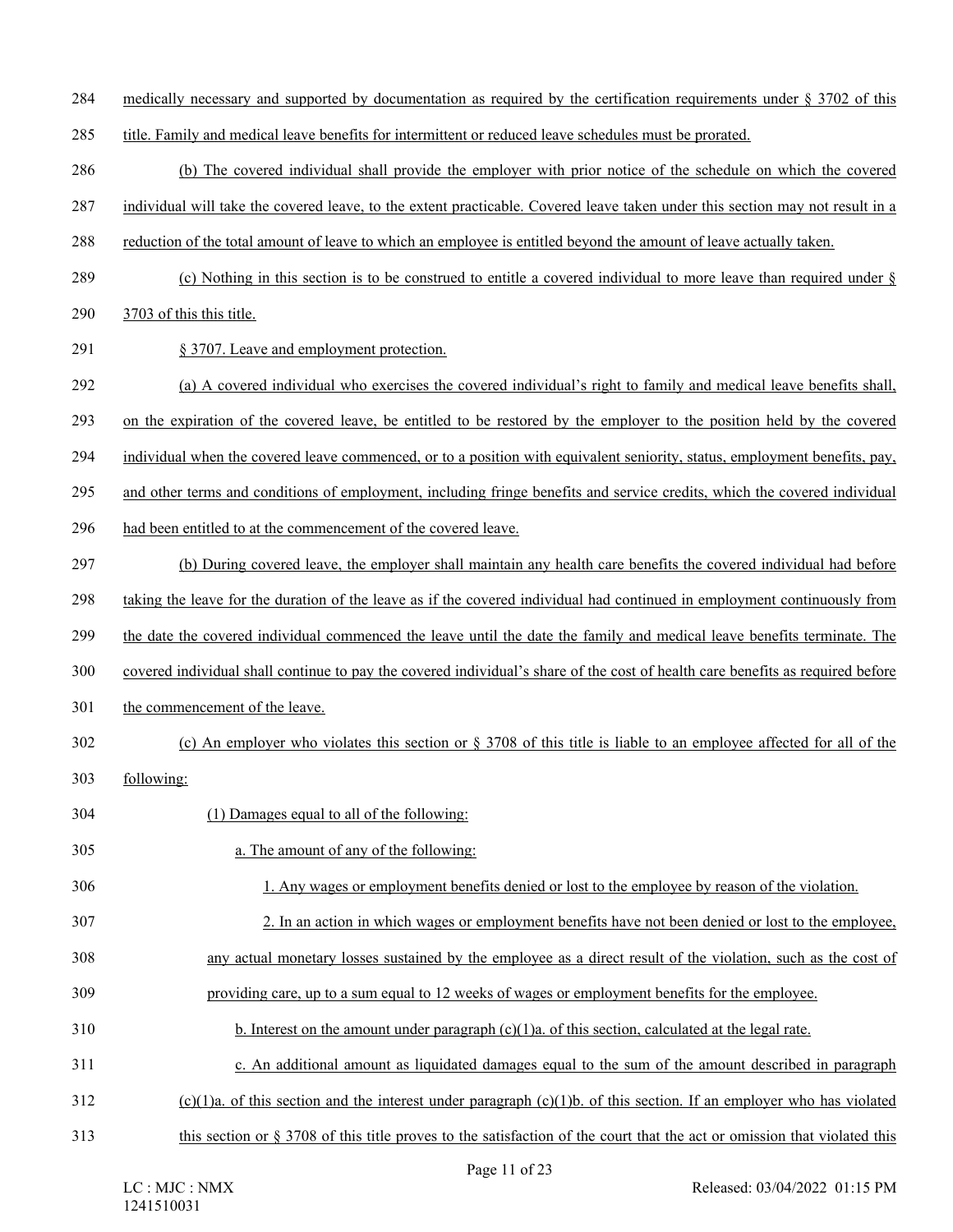medically necessary and supported by documentation as required by the certification requirements under § 3702 of this title. Family and medical leave benefits for intermittent or reduced leave schedules must be prorated.

(b) The covered individual shall provide the employer with prior notice of the schedule on which the covered individual will take the covered leave, to the extent practicable. Covered leave taken under this section may not result in a reduction of the total amount of leave to which an employee is entitled beyond the amount of leave actually taken.

(c) Nothing in this section is to be construed to entitle a covered individual to more leave than required under § 3703 of this this title.

§ 3707. Leave and employment protection.

(a) A covered individual who exercises the covered individual's right to family and medical leave benefits shall, on the expiration of the covered leave, be entitled to be restored by the employer to the position held by the covered individual when the covered leave commenced, or to a position with equivalent seniority, status, employment benefits, pay, and other terms and conditions of employment, including fringe benefits and service credits, which the covered individual had been entitled to at the commencement of the covered leave.

(b) During covered leave, the employer shall maintain any health care benefits the covered individual had before taking the leave for the duration of the leave as if the covered individual had continued in employment continuously from the date the covered individual commenced the leave until the date the family and medical leave benefits terminate. The covered individual shall continue to pay the covered individual's share of the cost of health care benefits as required before the commencement of the leave.

(c) An employer who violates this section or § 3708 of this title is liable to an employee affected for all of the following:

(1) Damages equal to all of the following:

a. The amount of any of the following:

1. Any wages or employment benefits denied or lost to the employee by reason of the violation.

2. In an action in which wages or employment benefits have not been denied or lost to the employee, any actual monetary losses sustained by the employee as a direct result of the violation, such as the cost of providing care, up to a sum equal to 12 weeks of wages or employment benefits for the employee.

b. Interest on the amount under paragraph (c)(1)a. of this section, calculated at the legal rate.

c. An additional amount as liquidated damages equal to the sum of the amount described in paragraph (c)(1)a. of this section and the interest under paragraph (c)(1)b. of this section. If an employer who has violated this section or § 3708 of this title proves to the satisfaction of the court that the act or omission that violated this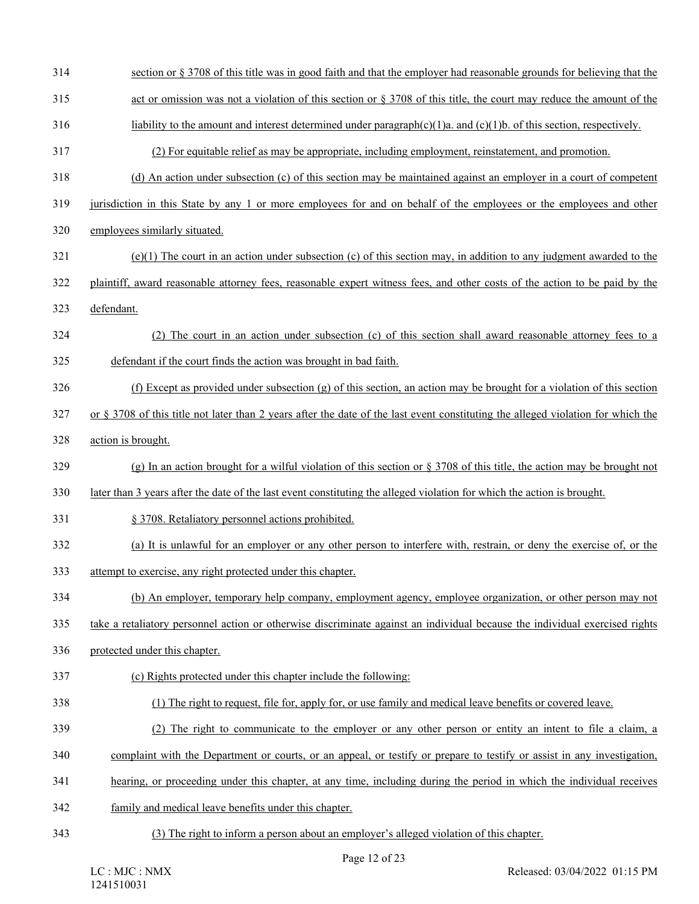section or § 3708 of this title was in good faith and that the employer had reasonable grounds for believing that the act or omission was not a violation of this section or § 3708 of this title, the court may reduce the amount of the liability to the amount and interest determined under paragraph(c)(1)a. and (c)(1)b. of this section, respectively.

(2) For equitable relief as may be appropriate, including employment, reinstatement, and promotion.

(d) An action under subsection (c) of this section may be maintained against an employer in a court of competent jurisdiction in this State by any 1 or more employees for and on behalf of the employees or the employees and other employees similarly situated.

(e)(1) The court in an action under subsection (c) of this section may, in addition to any judgment awarded to the plaintiff, award reasonable attorney fees, reasonable expert witness fees, and other costs of the action to be paid by the defendant.

(2) The court in an action under subsection (c) of this section shall award reasonable attorney fees to a defendant if the court finds the action was brought in bad faith.

(f) Except as provided under subsection (g) of this section, an action may be brought for a violation of this section or § 3708 of this title not later than 2 years after the date of the last event constituting the alleged violation for which the action is brought.

(g) In an action brought for a wilful violation of this section or § 3708 of this title, the action may be brought not later than 3 years after the date of the last event constituting the alleged violation for which the action is brought.

§ 3708. Retaliatory personnel actions prohibited.

(a) It is unlawful for an employer or any other person to interfere with, restrain, or deny the exercise of, or the attempt to exercise, any right protected under this chapter.

(b) An employer, temporary help company, employment agency, employee organization, or other person may not take a retaliatory personnel action or otherwise discriminate against an individual because the individual exercised rights protected under this chapter.

(c) Rights protected under this chapter include the following:

(1) The right to request, file for, apply for, or use family and medical leave benefits or covered leave.

(2) The right to communicate to the employer or any other person or entity an intent to file a claim, a complaint with the Department or courts, or an appeal, or testify or prepare to testify or assist in any investigation, hearing, or proceeding under this chapter, at any time, including during the period in which the individual receives family and medical leave benefits under this chapter.

(3) The right to inform a person about an employer's alleged violation of this chapter.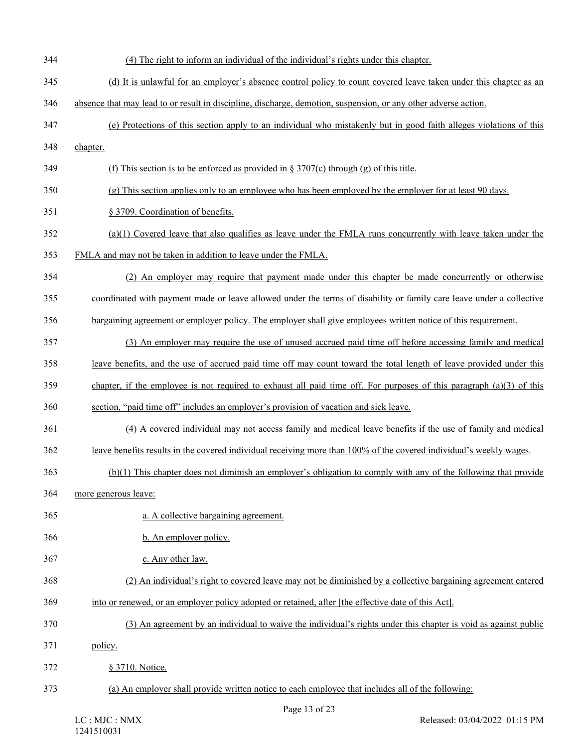(4) The right to inform an individual of the individual's rights under this chapter.

(d) It is unlawful for an employer's absence control policy to count covered leave taken under this chapter as an absence that may lead to or result in discipline, discharge, demotion, suspension, or any other adverse action.

(e) Protections of this section apply to an individual who mistakenly but in good faith alleges violations of this chapter.

(f) This section is to be enforced as provided in § 3707(c) through (g) of this title.

(g) This section applies only to an employee who has been employed by the employer for at least 90 days.

§ 3709. Coordination of benefits.

(a)(1) Covered leave that also qualifies as leave under the FMLA runs concurrently with leave taken under the FMLA and may not be taken in addition to leave under the FMLA.

(2) An employer may require that payment made under this chapter be made concurrently or otherwise coordinated with payment made or leave allowed under the terms of disability or family care leave under a collective bargaining agreement or employer policy. The employer shall give employees written notice of this requirement.

(3) An employer may require the use of unused accrued paid time off before accessing family and medical leave benefits, and the use of accrued paid time off may count toward the total length of leave provided under this chapter, if the employee is not required to exhaust all paid time off. For purposes of this paragraph (a)(3) of this section, "paid time off" includes an employer's provision of vacation and sick leave.

(4) A covered individual may not access family and medical leave benefits if the use of family and medical leave benefits results in the covered individual receiving more than 100% of the covered individual's weekly wages.

(b)(1) This chapter does not diminish an employer's obligation to comply with any of the following that provide more generous leave:

a. A collective bargaining agreement.

b. An employer policy.

c. Any other law.

(2) An individual's right to covered leave may not be diminished by a collective bargaining agreement entered into or renewed, or an employer policy adopted or retained, after [the effective date of this Act].

(3) An agreement by an individual to waive the individual's rights under this chapter is void as against public policy.

§ 3710. Notice.

(a) An employer shall provide written notice to each employee that includes all of the following: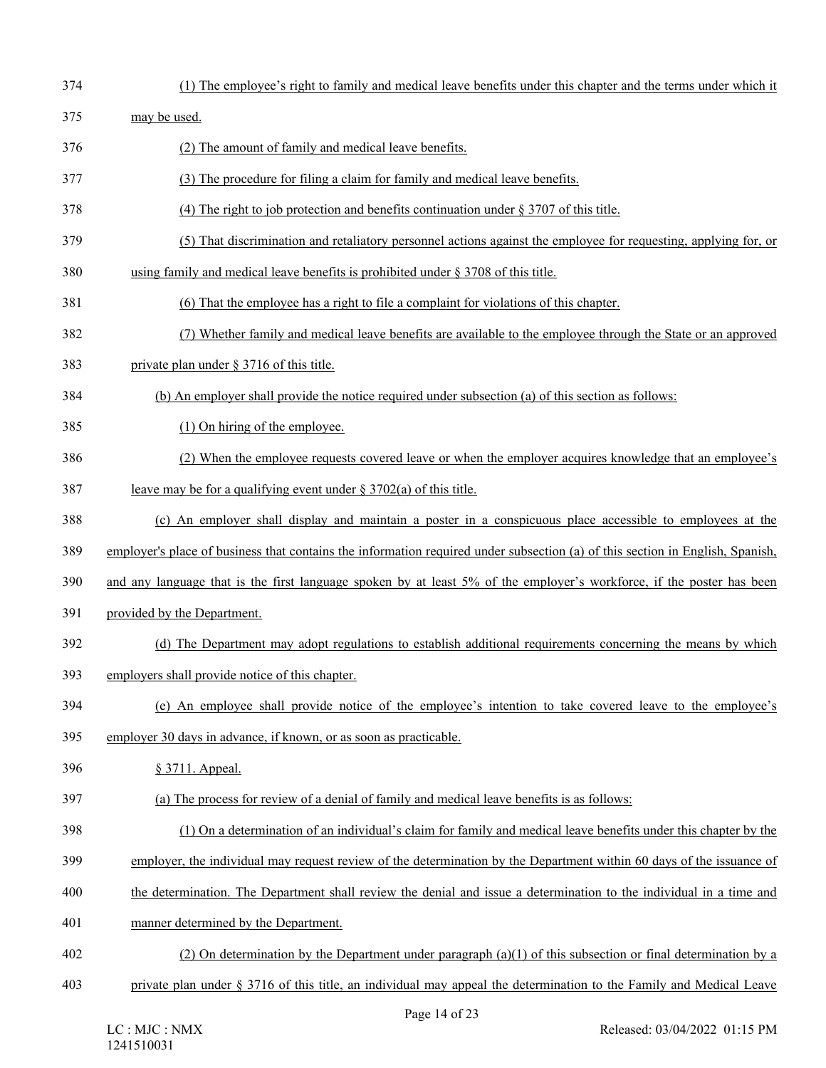(1) The employee's right to family and medical leave benefits under this chapter and the terms under which it may be used.

(2) The amount of family and medical leave benefits.

(3) The procedure for filing a claim for family and medical leave benefits.

(4) The right to job protection and benefits continuation under § 3707 of this title.

(5) That discrimination and retaliatory personnel actions against the employee for requesting, applying for, or using family and medical leave benefits is prohibited under § 3708 of this title.

(6) That the employee has a right to file a complaint for violations of this chapter.

(7) Whether family and medical leave benefits are available to the employee through the State or an approved private plan under § 3716 of this title.

(b) An employer shall provide the notice required under subsection (a) of this section as follows:

(1) On hiring of the employee.

(2) When the employee requests covered leave or when the employer acquires knowledge that an employee's leave may be for a qualifying event under § 3702(a) of this title.

(c) An employer shall display and maintain a poster in a conspicuous place accessible to employees at the employer's place of business that contains the information required under subsection (a) of this section in English, Spanish, and any language that is the first language spoken by at least 5% of the employer's workforce, if the poster has been provided by the Department.

(d) The Department may adopt regulations to establish additional requirements concerning the means by which employers shall provide notice of this chapter.

(e) An employee shall provide notice of the employee's intention to take covered leave to the employee's employer 30 days in advance, if known, or as soon as practicable.

§ 3711. Appeal.

(a) The process for review of a denial of family and medical leave benefits is as follows:

(1) On a determination of an individual's claim for family and medical leave benefits under this chapter by the employer, the individual may request review of the determination by the Department within 60 days of the issuance of the determination. The Department shall review the denial and issue a determination to the individual in a time and manner determined by the Department.

(2) On determination by the Department under paragraph (a)(1) of this subsection or final determination by a private plan under § 3716 of this title, an individual may appeal the determination to the Family and Medical Leave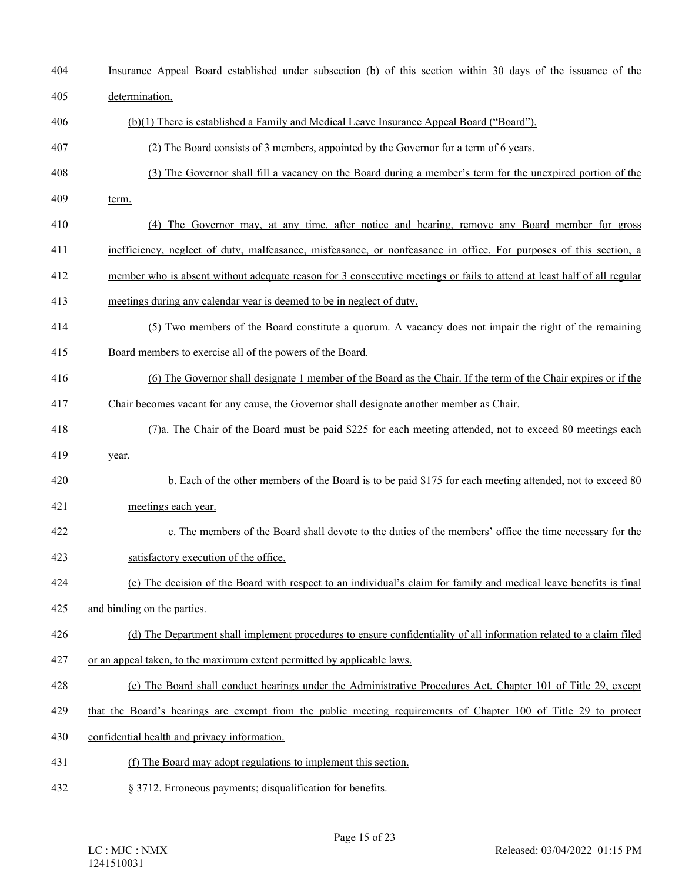Insurance Appeal Board established under subsection (b) of this section within 30 days of the issuance of the determination.

(b)(1) There is established a Family and Medical Leave Insurance Appeal Board ("Board").

(2) The Board consists of 3 members, appointed by the Governor for a term of 6 years.

(3) The Governor shall fill a vacancy on the Board during a member's term for the unexpired portion of the term.

(4) The Governor may, at any time, after notice and hearing, remove any Board member for gross inefficiency, neglect of duty, malfeasance, misfeasance, or nonfeasance in office. For purposes of this section, a member who is absent without adequate reason for 3 consecutive meetings or fails to attend at least half of all regular meetings during any calendar year is deemed to be in neglect of duty.

(5) Two members of the Board constitute a quorum. A vacancy does not impair the right of the remaining Board members to exercise all of the powers of the Board.

(6) The Governor shall designate 1 member of the Board as the Chair. If the term of the Chair expires or if the Chair becomes vacant for any cause, the Governor shall designate another member as Chair.

(7)a. The Chair of the Board must be paid $225 for each meeting attended, not to exceed 80 meetings each year.

b. Each of the other members of the Board is to be paid $175 for each meeting attended, not to exceed 80 meetings each year.

c. The members of the Board shall devote to the duties of the members' office the time necessary for the satisfactory execution of the office.

(c) The decision of the Board with respect to an individual's claim for family and medical leave benefits is final and binding on the parties.

(d) The Department shall implement procedures to ensure confidentiality of all information related to a claim filed or an appeal taken, to the maximum extent permitted by applicable laws.

(e) The Board shall conduct hearings under the Administrative Procedures Act, Chapter 101 of Title 29, except that the Board's hearings are exempt from the public meeting requirements of Chapter 100 of Title 29 to protect confidential health and privacy information.

(f) The Board may adopt regulations to implement this section.

§ 3712. Erroneous payments; disqualification for benefits.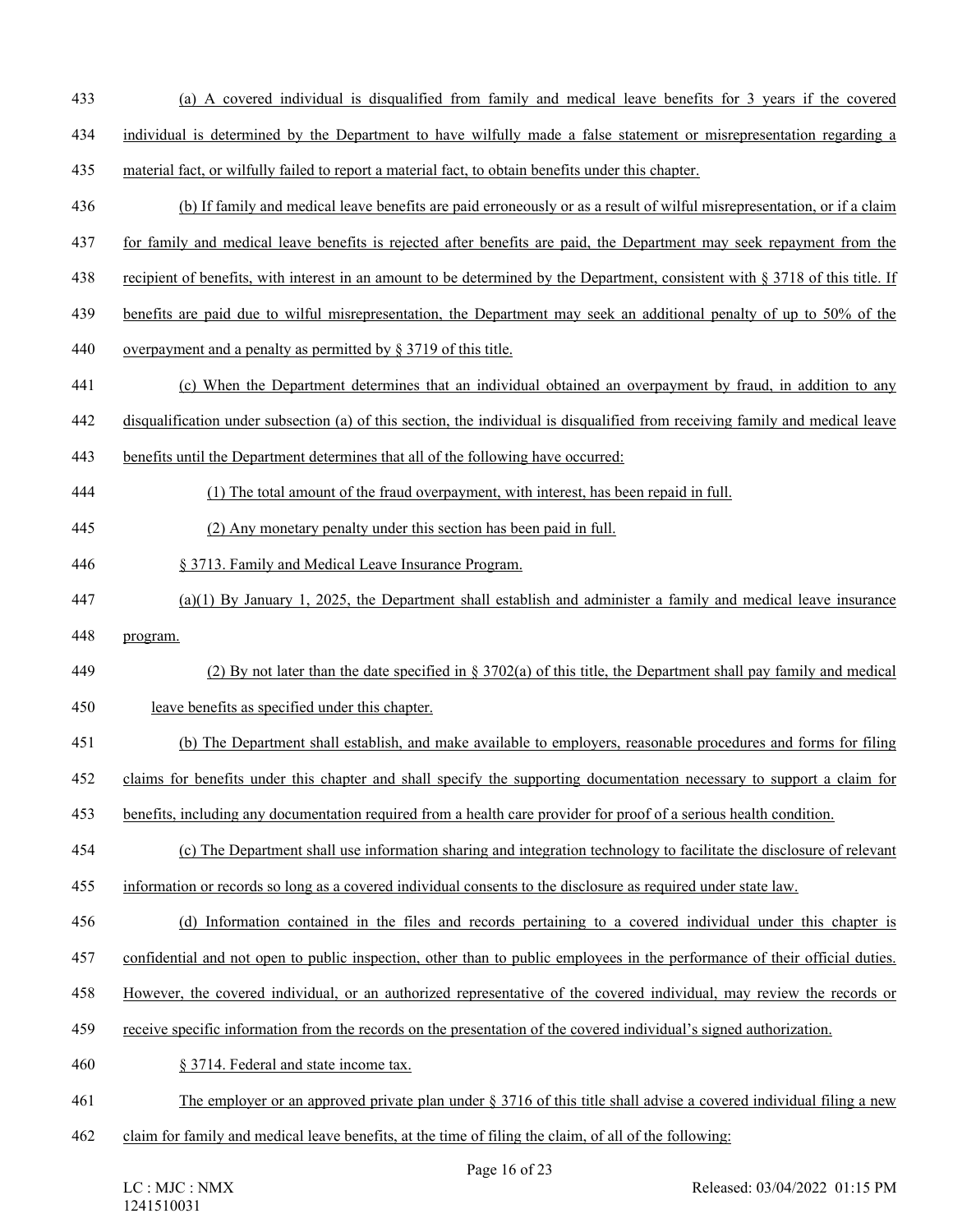(a) A covered individual is disqualified from family and medical leave benefits for 3 years if the covered individual is determined by the Department to have wilfully made a false statement or misrepresentation regarding a material fact, or wilfully failed to report a material fact, to obtain benefits under this chapter.

(b) If family and medical leave benefits are paid erroneously or as a result of wilful misrepresentation, or if a claim for family and medical leave benefits is rejected after benefits are paid, the Department may seek repayment from the recipient of benefits, with interest in an amount to be determined by the Department, consistent with § 3718 of this title. If benefits are paid due to wilful misrepresentation, the Department may seek an additional penalty of up to 50% of the overpayment and a penalty as permitted by § 3719 of this title.

(c) When the Department determines that an individual obtained an overpayment by fraud, in addition to any disqualification under subsection (a) of this section, the individual is disqualified from receiving family and medical leave benefits until the Department determines that all of the following have occurred:

(1) The total amount of the fraud overpayment, with interest, has been repaid in full.

(2) Any monetary penalty under this section has been paid in full.

§ 3713. Family and Medical Leave Insurance Program.

(a)(1) By January 1, 2025, the Department shall establish and administer a family and medical leave insurance program.

(2) By not later than the date specified in § 3702(a) of this title, the Department shall pay family and medical leave benefits as specified under this chapter.

(b) The Department shall establish, and make available to employers, reasonable procedures and forms for filing claims for benefits under this chapter and shall specify the supporting documentation necessary to support a claim for benefits, including any documentation required from a health care provider for proof of a serious health condition.

(c) The Department shall use information sharing and integration technology to facilitate the disclosure of relevant information or records so long as a covered individual consents to the disclosure as required under state law.

(d) Information contained in the files and records pertaining to a covered individual under this chapter is confidential and not open to public inspection, other than to public employees in the performance of their official duties. However, the covered individual, or an authorized representative of the covered individual, may review the records or receive specific information from the records on the presentation of the covered individual's signed authorization.

§ 3714. Federal and state income tax.

The employer or an approved private plan under § 3716 of this title shall advise a covered individual filing a new claim for family and medical leave benefits, at the time of filing the claim, of all of the following: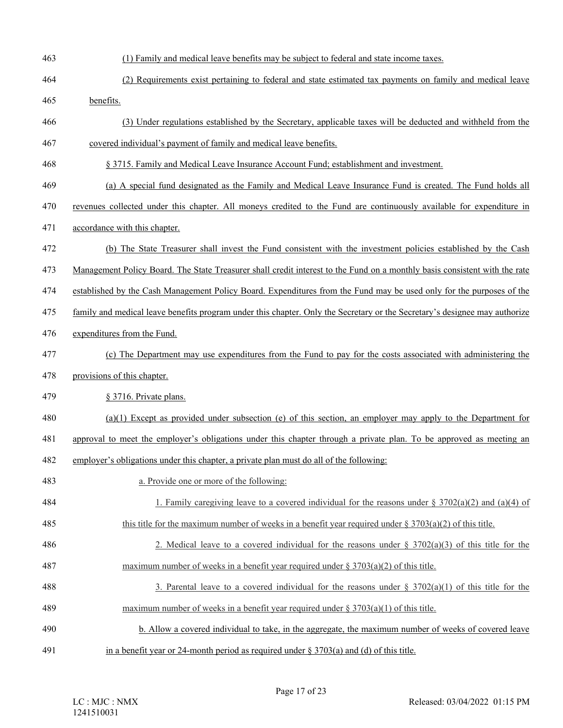(1) Family and medical leave benefits may be subject to federal and state income taxes.

(2) Requirements exist pertaining to federal and state estimated tax payments on family and medical leave benefits.

(3) Under regulations established by the Secretary, applicable taxes will be deducted and withheld from the covered individual's payment of family and medical leave benefits.

§ 3715. Family and Medical Leave Insurance Account Fund; establishment and investment.

(a) A special fund designated as the Family and Medical Leave Insurance Fund is created. The Fund holds all revenues collected under this chapter. All moneys credited to the Fund are continuously available for expenditure in accordance with this chapter.

(b) The State Treasurer shall invest the Fund consistent with the investment policies established by the Cash Management Policy Board. The State Treasurer shall credit interest to the Fund on a monthly basis consistent with the rate established by the Cash Management Policy Board. Expenditures from the Fund may be used only for the purposes of the family and medical leave benefits program under this chapter. Only the Secretary or the Secretary's designee may authorize expenditures from the Fund.

(c) The Department may use expenditures from the Fund to pay for the costs associated with administering the provisions of this chapter.

§ 3716. Private plans.

(a)(1) Except as provided under subsection (e) of this section, an employer may apply to the Department for approval to meet the employer's obligations under this chapter through a private plan. To be approved as meeting an employer's obligations under this chapter, a private plan must do all of the following:

a. Provide one or more of the following:

1. Family caregiving leave to a covered individual for the reasons under § 3702(a)(2) and (a)(4) of this title for the maximum number of weeks in a benefit year required under § 3703(a)(2) of this title.

2. Medical leave to a covered individual for the reasons under § 3702(a)(3) of this title for the maximum number of weeks in a benefit year required under § 3703(a)(2) of this title.

3. Parental leave to a covered individual for the reasons under § 3702(a)(1) of this title for the maximum number of weeks in a benefit year required under § 3703(a)(1) of this title.

b. Allow a covered individual to take, in the aggregate, the maximum number of weeks of covered leave in a benefit year or 24-month period as required under § 3703(a) and (d) of this title.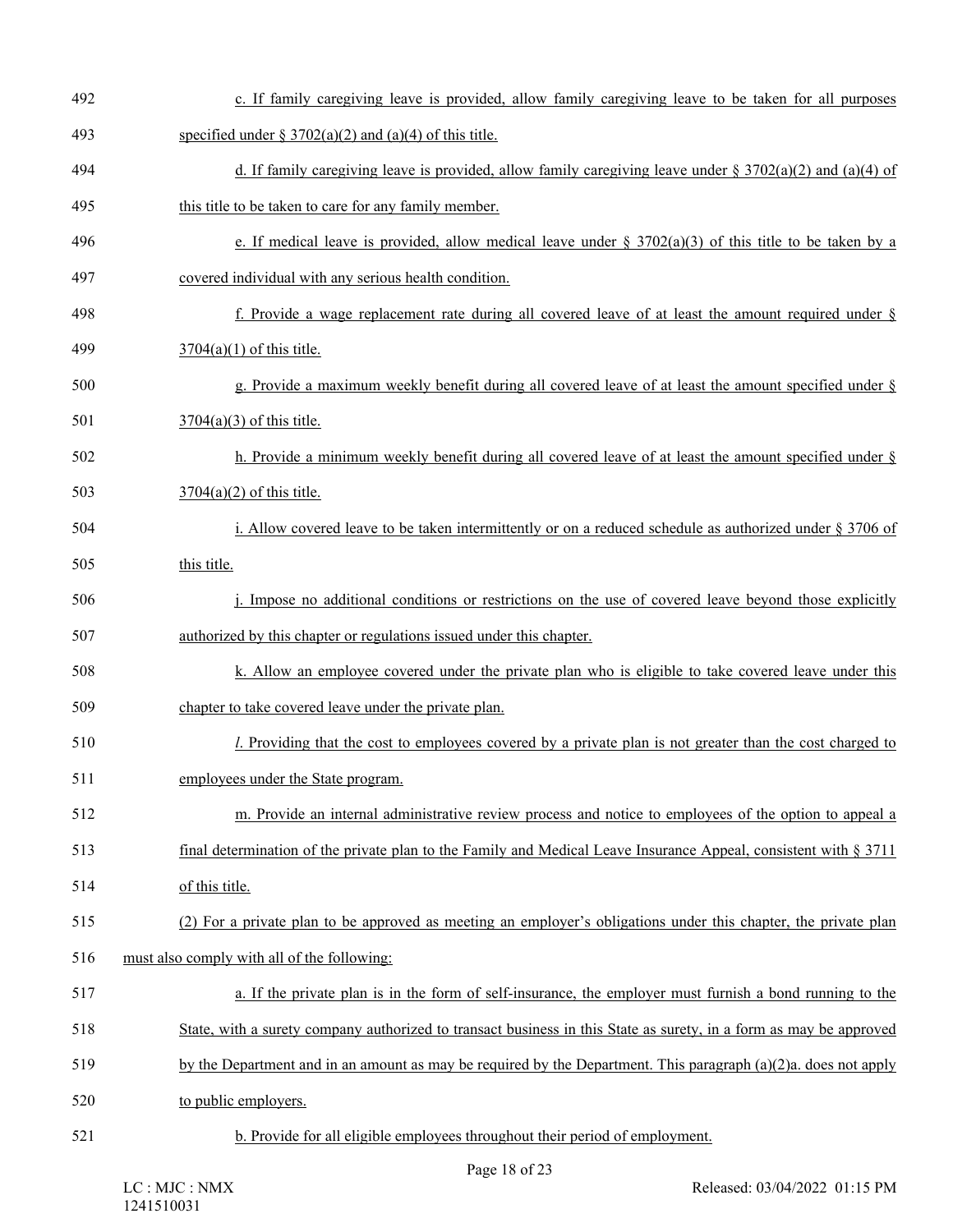c. If family caregiving leave is provided, allow family caregiving leave to be taken for all purposes specified under § 3702(a)(2) and (a)(4) of this title.

d. If family caregiving leave is provided, allow family caregiving leave under § 3702(a)(2) and (a)(4) of this title to be taken to care for any family member.

e. If medical leave is provided, allow medical leave under § 3702(a)(3) of this title to be taken by a covered individual with any serious health condition.

f. Provide a wage replacement rate during all covered leave of at least the amount required under § 3704(a)(1) of this title.

g. Provide a maximum weekly benefit during all covered leave of at least the amount specified under § 3704(a)(3) of this title.

h. Provide a minimum weekly benefit during all covered leave of at least the amount specified under § 3704(a)(2) of this title.

i. Allow covered leave to be taken intermittently or on a reduced schedule as authorized under § 3706 of this title.

j. Impose no additional conditions or restrictions on the use of covered leave beyond those explicitly authorized by this chapter or regulations issued under this chapter.

k. Allow an employee covered under the private plan who is eligible to take covered leave under this chapter to take covered leave under the private plan.

*l.* Providing that the cost to employees covered by a private plan is not greater than the cost charged to employees under the State program.

m. Provide an internal administrative review process and notice to employees of the option to appeal a final determination of the private plan to the Family and Medical Leave Insurance Appeal, consistent with § 3711 of this title.

(2) For a private plan to be approved as meeting an employer's obligations under this chapter, the private plan must also comply with all of the following:

a. If the private plan is in the form of self-insurance, the employer must furnish a bond running to the State, with a surety company authorized to transact business in this State as surety, in a form as may be approved by the Department and in an amount as may be required by the Department. This paragraph (a)(2)a. does not apply to public employers.

b. Provide for all eligible employees throughout their period of employment.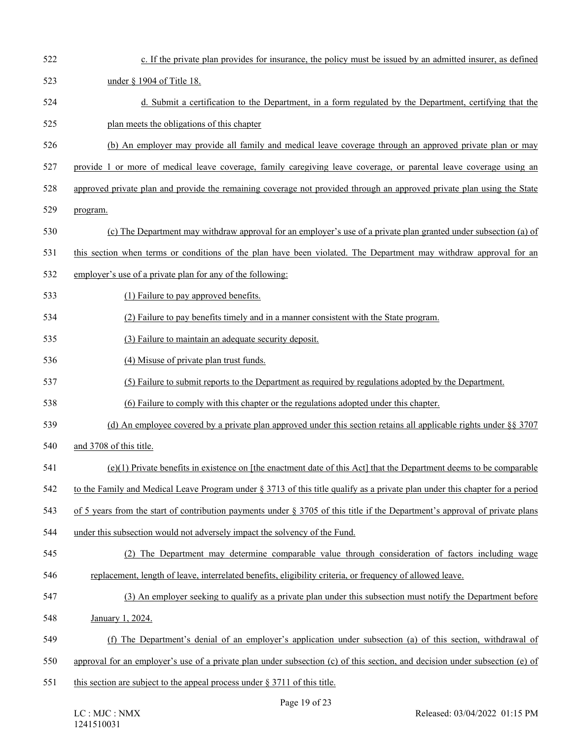c. If the private plan provides for insurance, the policy must be issued by an admitted insurer, as defined under § 1904 of Title 18.

d. Submit a certification to the Department, in a form regulated by the Department, certifying that the plan meets the obligations of this chapter

(b) An employer may provide all family and medical leave coverage through an approved private plan or may provide 1 or more of medical leave coverage, family caregiving leave coverage, or parental leave coverage using an approved private plan and provide the remaining coverage not provided through an approved private plan using the State program.

(c) The Department may withdraw approval for an employer's use of a private plan granted under subsection (a) of this section when terms or conditions of the plan have been violated. The Department may withdraw approval for an employer's use of a private plan for any of the following:

(1) Failure to pay approved benefits.

(2) Failure to pay benefits timely and in a manner consistent with the State program.

(3) Failure to maintain an adequate security deposit.

(4) Misuse of private plan trust funds.

(5) Failure to submit reports to the Department as required by regulations adopted by the Department.

(6) Failure to comply with this chapter or the regulations adopted under this chapter.

(d) An employee covered by a private plan approved under this section retains all applicable rights under §§ 3707 and 3708 of this title.

(e)(1) Private benefits in existence on [the enactment date of this Act] that the Department deems to be comparable to the Family and Medical Leave Program under § 3713 of this title qualify as a private plan under this chapter for a period of 5 years from the start of contribution payments under § 3705 of this title if the Department's approval of private plans under this subsection would not adversely impact the solvency of the Fund.

(2) The Department may determine comparable value through consideration of factors including wage replacement, length of leave, interrelated benefits, eligibility criteria, or frequency of allowed leave.

(3) An employer seeking to qualify as a private plan under this subsection must notify the Department before January 1, 2024.

(f) The Department's denial of an employer's application under subsection (a) of this section, withdrawal of approval for an employer's use of a private plan under subsection (c) of this section, and decision under subsection (e) of this section are subject to the appeal process under § 3711 of this title.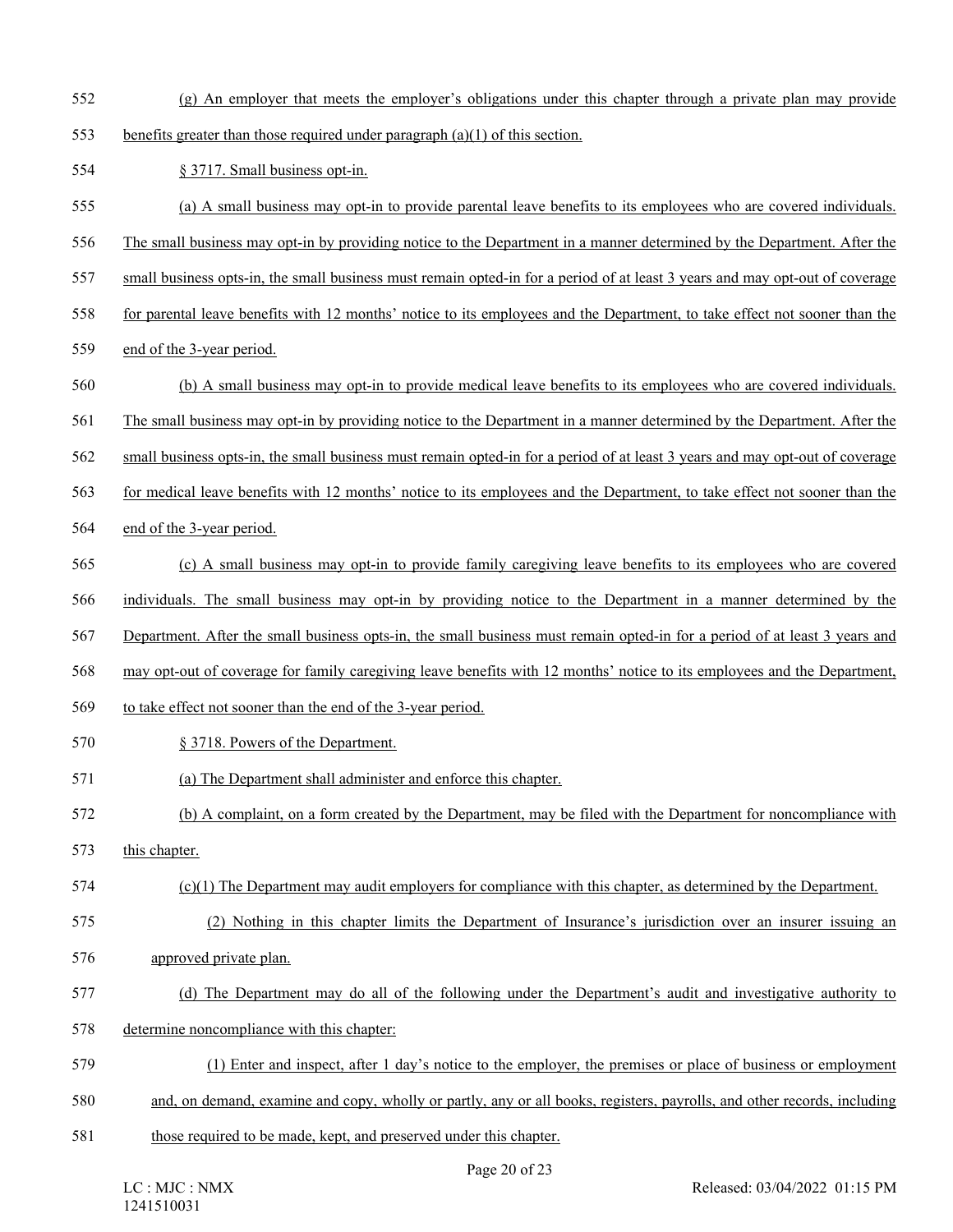(g) An employer that meets the employer's obligations under this chapter through a private plan may provide benefits greater than those required under paragraph (a)(1) of this section.

§ 3717. Small business opt-in.

(a) A small business may opt-in to provide parental leave benefits to its employees who are covered individuals. The small business may opt-in by providing notice to the Department in a manner determined by the Department. After the small business opts-in, the small business must remain opted-in for a period of at least 3 years and may opt-out of coverage for parental leave benefits with 12 months' notice to its employees and the Department, to take effect not sooner than the end of the 3-year period.

(b) A small business may opt-in to provide medical leave benefits to its employees who are covered individuals. The small business may opt-in by providing notice to the Department in a manner determined by the Department. After the small business opts-in, the small business must remain opted-in for a period of at least 3 years and may opt-out of coverage for medical leave benefits with 12 months' notice to its employees and the Department, to take effect not sooner than the end of the 3-year period.

(c) A small business may opt-in to provide family caregiving leave benefits to its employees who are covered individuals. The small business may opt-in by providing notice to the Department in a manner determined by the Department. After the small business opts-in, the small business must remain opted-in for a period of at least 3 years and may opt-out of coverage for family caregiving leave benefits with 12 months' notice to its employees and the Department, to take effect not sooner than the end of the 3-year period.

§ 3718. Powers of the Department.

(a) The Department shall administer and enforce this chapter.

(b) A complaint, on a form created by the Department, may be filed with the Department for noncompliance with this chapter.

(c)(1) The Department may audit employers for compliance with this chapter, as determined by the Department.

(2) Nothing in this chapter limits the Department of Insurance's jurisdiction over an insurer issuing an approved private plan.

(d) The Department may do all of the following under the Department's audit and investigative authority to determine noncompliance with this chapter:

(1) Enter and inspect, after 1 day's notice to the employer, the premises or place of business or employment and, on demand, examine and copy, wholly or partly, any or all books, registers, payrolls, and other records, including those required to be made, kept, and preserved under this chapter.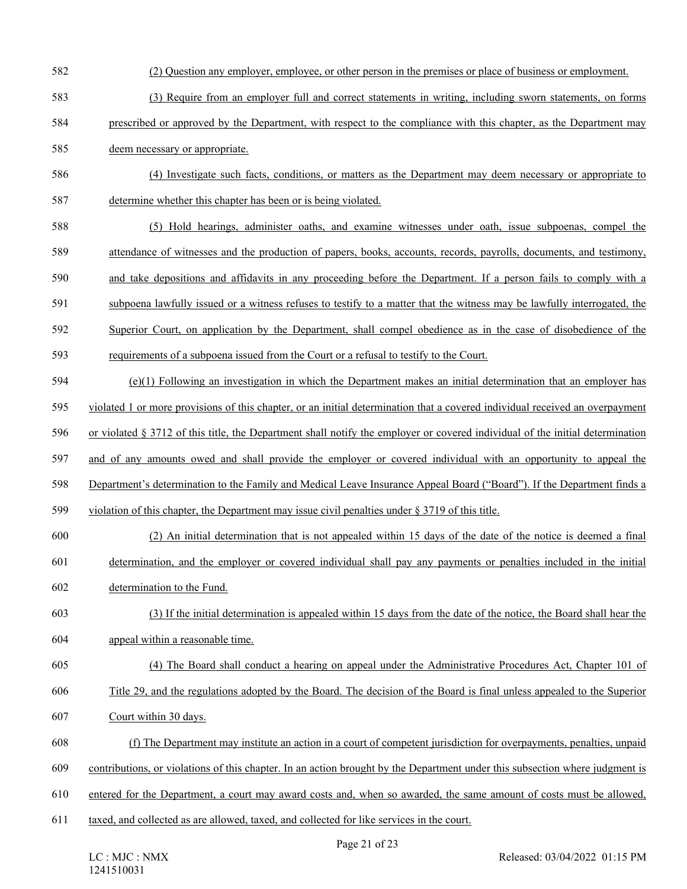(2) Question any employer, employee, or other person in the premises or place of business or employment.

(3) Require from an employer full and correct statements in writing, including sworn statements, on forms prescribed or approved by the Department, with respect to the compliance with this chapter, as the Department may deem necessary or appropriate.

(4) Investigate such facts, conditions, or matters as the Department may deem necessary or appropriate to determine whether this chapter has been or is being violated.

(5) Hold hearings, administer oaths, and examine witnesses under oath, issue subpoenas, compel the attendance of witnesses and the production of papers, books, accounts, records, payrolls, documents, and testimony, and take depositions and affidavits in any proceeding before the Department. If a person fails to comply with a subpoena lawfully issued or a witness refuses to testify to a matter that the witness may be lawfully interrogated, the Superior Court, on application by the Department, shall compel obedience as in the case of disobedience of the requirements of a subpoena issued from the Court or a refusal to testify to the Court.

(e)(1) Following an investigation in which the Department makes an initial determination that an employer has violated 1 or more provisions of this chapter, or an initial determination that a covered individual received an overpayment or violated § 3712 of this title, the Department shall notify the employer or covered individual of the initial determination and of any amounts owed and shall provide the employer or covered individual with an opportunity to appeal the Department's determination to the Family and Medical Leave Insurance Appeal Board ("Board"). If the Department finds a violation of this chapter, the Department may issue civil penalties under § 3719 of this title.

(2) An initial determination that is not appealed within 15 days of the date of the notice is deemed a final determination, and the employer or covered individual shall pay any payments or penalties included in the initial determination to the Fund.

(3) If the initial determination is appealed within 15 days from the date of the notice, the Board shall hear the appeal within a reasonable time.

(4) The Board shall conduct a hearing on appeal under the Administrative Procedures Act, Chapter 101 of Title 29, and the regulations adopted by the Board. The decision of the Board is final unless appealed to the Superior Court within 30 days.

(f) The Department may institute an action in a court of competent jurisdiction for overpayments, penalties, unpaid contributions, or violations of this chapter. In an action brought by the Department under this subsection where judgment is entered for the Department, a court may award costs and, when so awarded, the same amount of costs must be allowed, taxed, and collected as are allowed, taxed, and collected for like services in the court.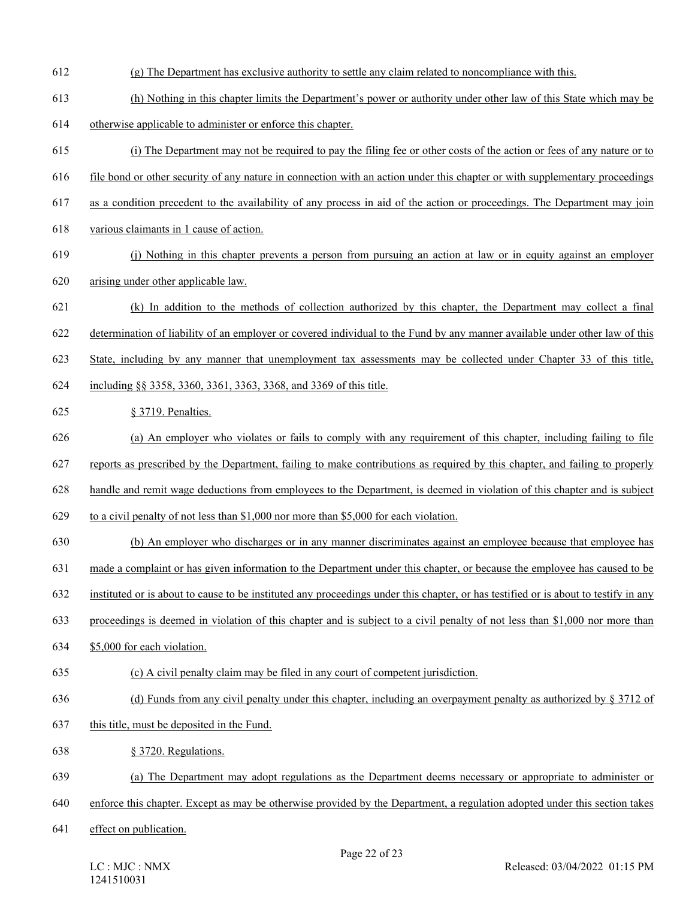(g) The Department has exclusive authority to settle any claim related to noncompliance with this.

(h) Nothing in this chapter limits the Department's power or authority under other law of this State which may be otherwise applicable to administer or enforce this chapter.

(i) The Department may not be required to pay the filing fee or other costs of the action or fees of any nature or to file bond or other security of any nature in connection with an action under this chapter or with supplementary proceedings as a condition precedent to the availability of any process in aid of the action or proceedings. The Department may join various claimants in 1 cause of action.

(j) Nothing in this chapter prevents a person from pursuing an action at law or in equity against an employer arising under other applicable law.

(k) In addition to the methods of collection authorized by this chapter, the Department may collect a final determination of liability of an employer or covered individual to the Fund by any manner available under other law of this State, including by any manner that unemployment tax assessments may be collected under Chapter 33 of this title, including §§ 3358, 3360, 3361, 3363, 3368, and 3369 of this title.

§ 3719. Penalties.

(a) An employer who violates or fails to comply with any requirement of this chapter, including failing to file reports as prescribed by the Department, failing to make contributions as required by this chapter, and failing to properly handle and remit wage deductions from employees to the Department, is deemed in violation of this chapter and is subject to a civil penalty of not less than $1,000 nor more than $5,000 for each violation.

(b) An employer who discharges or in any manner discriminates against an employee because that employee has made a complaint or has given information to the Department under this chapter, or because the employee has caused to be instituted or is about to cause to be instituted any proceedings under this chapter, or has testified or is about to testify in any proceedings is deemed in violation of this chapter and is subject to a civil penalty of not less than $1,000 nor more than $5,000 for each violation.

(c) A civil penalty claim may be filed in any court of competent jurisdiction.

(d) Funds from any civil penalty under this chapter, including an overpayment penalty as authorized by § 3712 of this title, must be deposited in the Fund.

§ 3720. Regulations.

(a) The Department may adopt regulations as the Department deems necessary or appropriate to administer or enforce this chapter. Except as may be otherwise provided by the Department, a regulation adopted under this section takes effect on publication.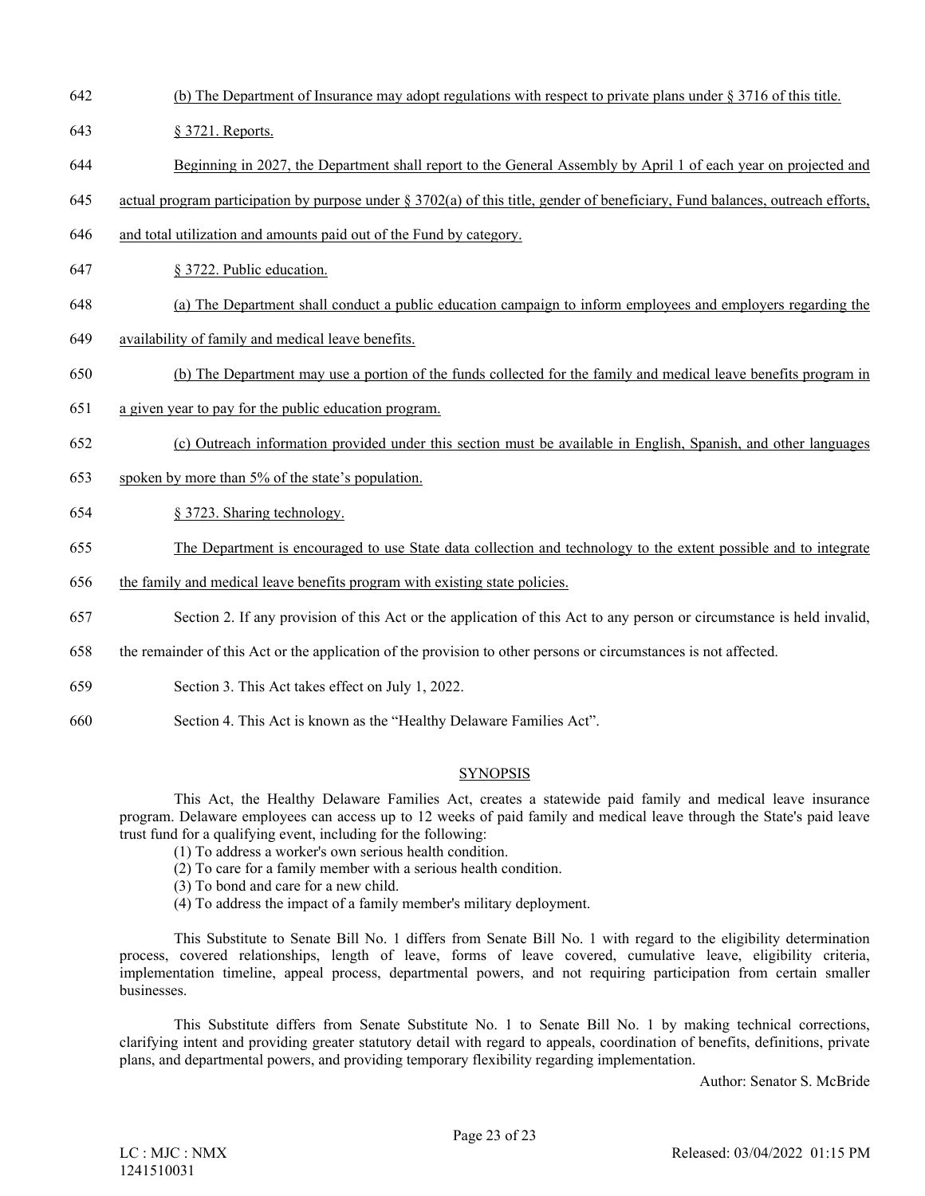642 (b) The Department of Insurance may adopt regulations with respect to private plans under § 3716 of this title.

643 § 3721. Reports.

644 Beginning in 2027, the Department shall report to the General Assembly by April 1 of each year on projected and

645 actual program participation by purpose under § 3702(a) of this title, gender of beneficiary, Fund balances, outreach efforts,

646 and total utilization and amounts paid out of the Fund by category.

647 § 3722. Public education.

648 (a) The Department shall conduct a public education campaign to inform employees and employers regarding the

649 availability of family and medical leave benefits.

650 (b) The Department may use a portion of the funds collected for the family and medical leave benefits program in

651 a given year to pay for the public education program.

652 (c) Outreach information provided under this section must be available in English, Spanish, and other languages

653 spoken by more than 5% of the state's population.

654 § 3723. Sharing technology.

655 The Department is encouraged to use State data collection and technology to the extent possible and to integrate

656 the family and medical leave benefits program with existing state policies.

657 Section 2. If any provision of this Act or the application of this Act to any person or circumstance is held invalid,

658 the remainder of this Act or the application of the provision to other persons or circumstances is not affected.

659 Section 3. This Act takes effect on July 1, 2022.

660 Section 4. This Act is known as the "Healthy Delaware Families Act".

## SYNOPSIS

This Act, the Healthy Delaware Families Act, creates a statewide paid family and medical leave insurance program. Delaware employees can access up to 12 weeks of paid family and medical leave through the State's paid leave trust fund for a qualifying event, including for the following:

(1) To address a worker's own serious health condition.
(2) To care for a family member with a serious health condition.
(3) To bond and care for a new child.
(4) To address the impact of a family member's military deployment.

This Substitute to Senate Bill No. 1 differs from Senate Bill No. 1 with regard to the eligibility determination process, covered relationships, length of leave, forms of leave covered, cumulative leave, eligibility criteria, implementation timeline, appeal process, departmental powers, and not requiring participation from certain smaller businesses.

This Substitute differs from Senate Substitute No. 1 to Senate Bill No. 1 by making technical corrections, clarifying intent and providing greater statutory detail with regard to appeals, coordination of benefits, definitions, private plans, and departmental powers, and providing temporary flexibility regarding implementation.

Author: Senator S. McBride

LC : MJC : NMX
1241510031

Released: 03/04/2022 01:15 PM